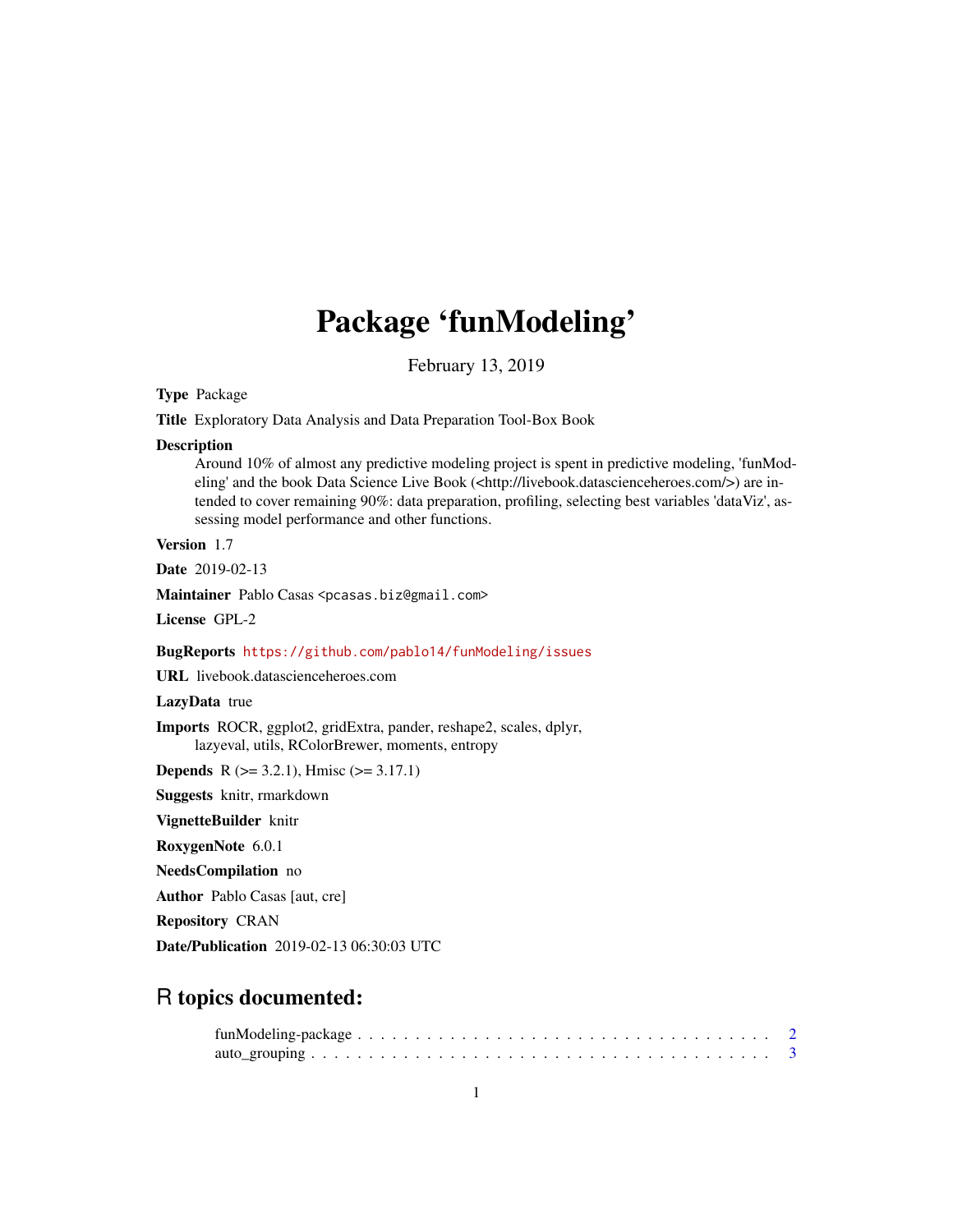# Package 'funModeling'

February 13, 2019

**Type** Package

**Title** Exploratory Data Analysis and Data Preparation Tool-Box Book

**Description**
Around 10% of almost any predictive modeling project is spent in predictive modeling, 'funModeling' and the book Data Science Live Book (<http://livebook.datascienceheroes.com/>) are intended to cover remaining 90%: data preparation, profiling, selecting best variables 'dataViz', assessing model performance and other functions.

**Version** 1.7

**Date** 2019-02-13

**Maintainer** Pablo Casas <pcasas.biz@gmail.com>

**License** GPL-2

**BugReports** https://github.com/pablo14/funModeling/issues

**URL** livebook.datascienceheroes.com

**LazyData** true

**Imports** ROCR, ggplot2, gridExtra, pander, reshape2, scales, dplyr, lazyeval, utils, RColorBrewer, moments, entropy

**Depends** R (>= 3.2.1), Hmisc (>= 3.17.1)

**Suggests** knitr, rmarkdown

**VignetteBuilder** knitr

**RoxygenNote** 6.0.1

**NeedsCompilation** no

**Author** Pablo Casas [aut, cre]

**Repository** CRAN

**Date/Publication** 2019-02-13 06:30:03 UTC

## R topics documented:

funModeling-package . . . . . . . . . . . . . . . . . . . . . . . . . . . . . . . . . . . . 2
auto_grouping . . . . . . . . . . . . . . . . . . . . . . . . . . . . . . . . . . . . . . . 3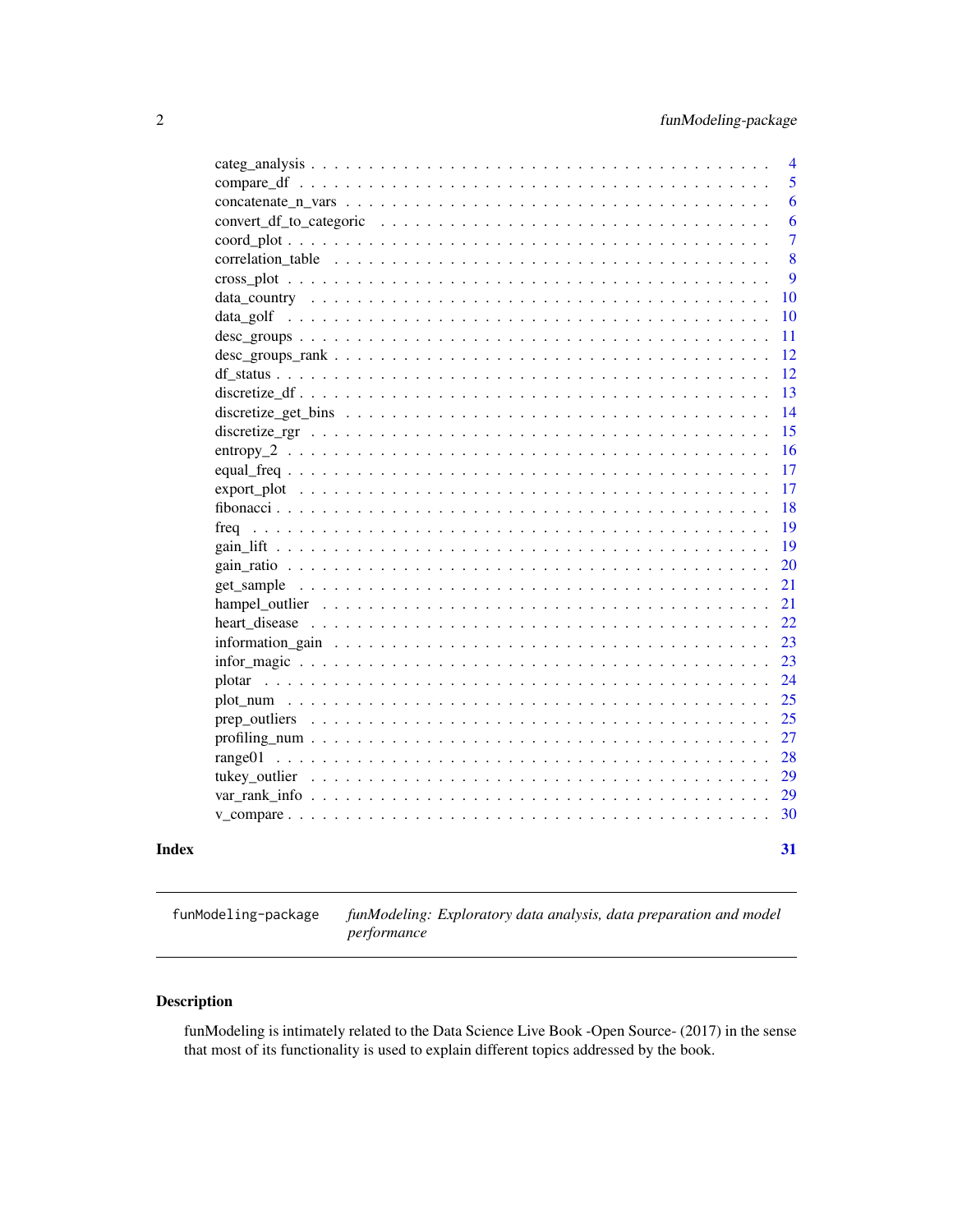| | |
|---|---|
| categ_analysis | 4 |
| compare_df | 5 |
| concatenate_n_vars | 6 |
| convert_df_to_categoric | 6 |
| coord_plot | 7 |
| correlation_table | 8 |
| cross_plot | 9 |
| data_country | 10 |
| data_golf | 10 |
| desc_groups | 11 |
| desc_groups_rank | 12 |
| df_status | 12 |
| discretize_df | 13 |
| discretize_get_bins | 14 |
| discretize_rgr | 15 |
| entropy_2 | 16 |
| equal_freq | 17 |
| export_plot | 17 |
| fibonacci | 18 |
| freq | 19 |
| gain_lift | 19 |
| gain_ratio | 20 |
| get_sample | 21 |
| hampel_outlier | 21 |
| heart_disease | 22 |
| information_gain | 23 |
| infor_magic | 23 |
| plotar | 24 |
| plot_num | 25 |
| prep_outliers | 25 |
| profiling_num | 27 |
| range01 | 28 |
| tukey_outlier | 29 |
| var_rank_info | 29 |
| v_compare | 30 |

**Index** **31**

---

`funModeling-package` *funModeling: Exploratory data analysis, data preparation and model performance*

---

## Description

funModeling is intimately related to the Data Science Live Book -Open Source- (2017) in the sense that most of its functionality is used to explain different topics addressed by the book.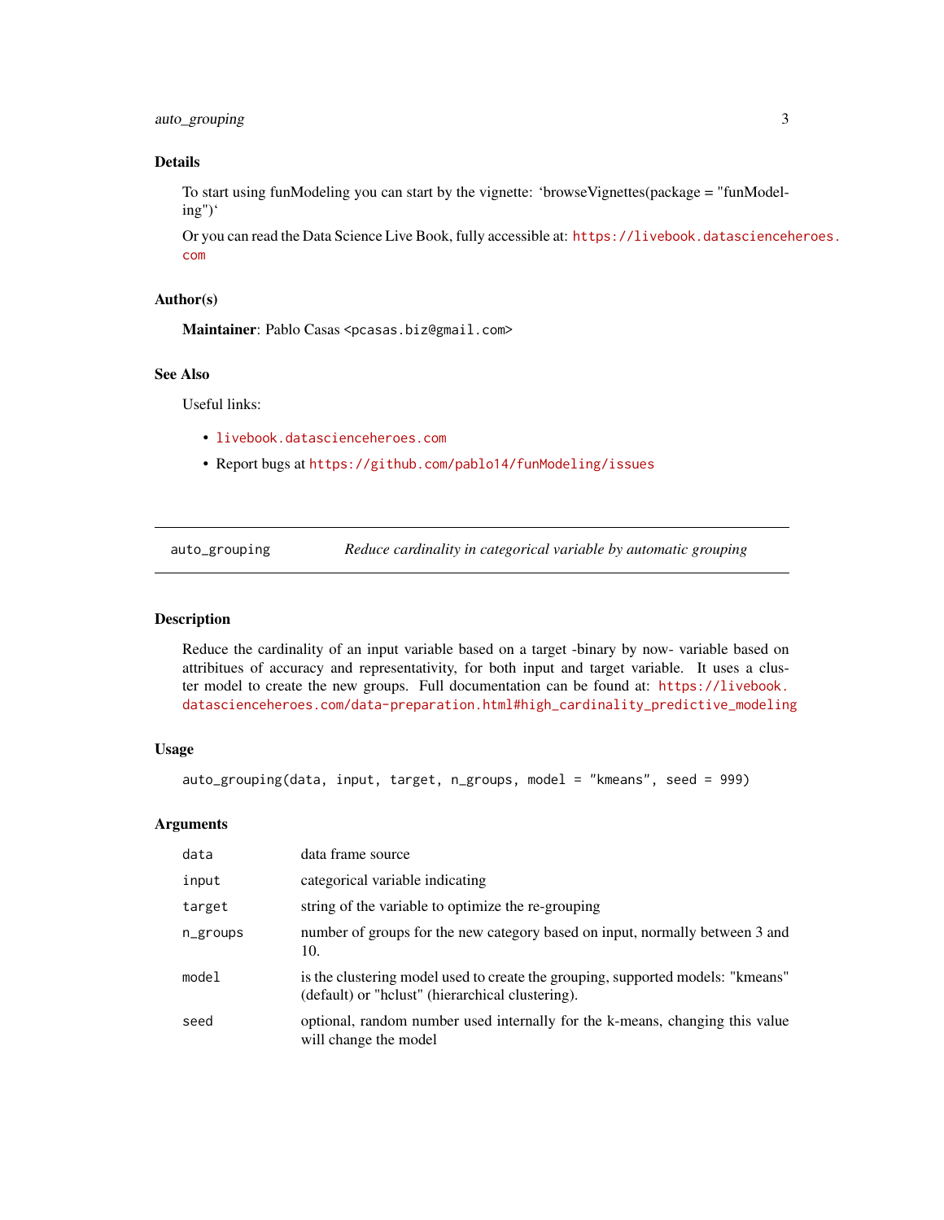## Details

To start using funModeling you can start by the vignette: 'browseVignettes(package = "funModeling")'

Or you can read the Data Science Live Book, fully accessible at: https://livebook.datascienceheroes.com

## Author(s)

**Maintainer**: Pablo Casas <pcasas.biz@gmail.com>

## See Also

Useful links:

- livebook.datascienceheroes.com
- Report bugs at https://github.com/pablo14/funModeling/issues

---

# auto_grouping — *Reduce cardinality in categorical variable by automatic grouping*

---

## Description

Reduce the cardinality of an input variable based on a target -binary by now- variable based on attribitues of accuracy and representativity, for both input and target variable. It uses a cluster model to create the new groups. Full documentation can be found at: https://livebook.datascienceheroes.com/data-preparation.html#high_cardinality_predictive_modeling

## Usage

```
auto_grouping(data, input, target, n_groups, model = "kmeans", seed = 999)
```

## Arguments

| | |
|---|---|
| `data` | data frame source |
| `input` | categorical variable indicating |
| `target` | string of the variable to optimize the re-grouping |
| `n_groups` | number of groups for the new category based on input, normally between 3 and 10. |
| `model` | is the clustering model used to create the grouping, supported models: "kmeans" (default) or "hclust" (hierarchical clustering). |
| `seed` | optional, random number used internally for the k-means, changing this value will change the model |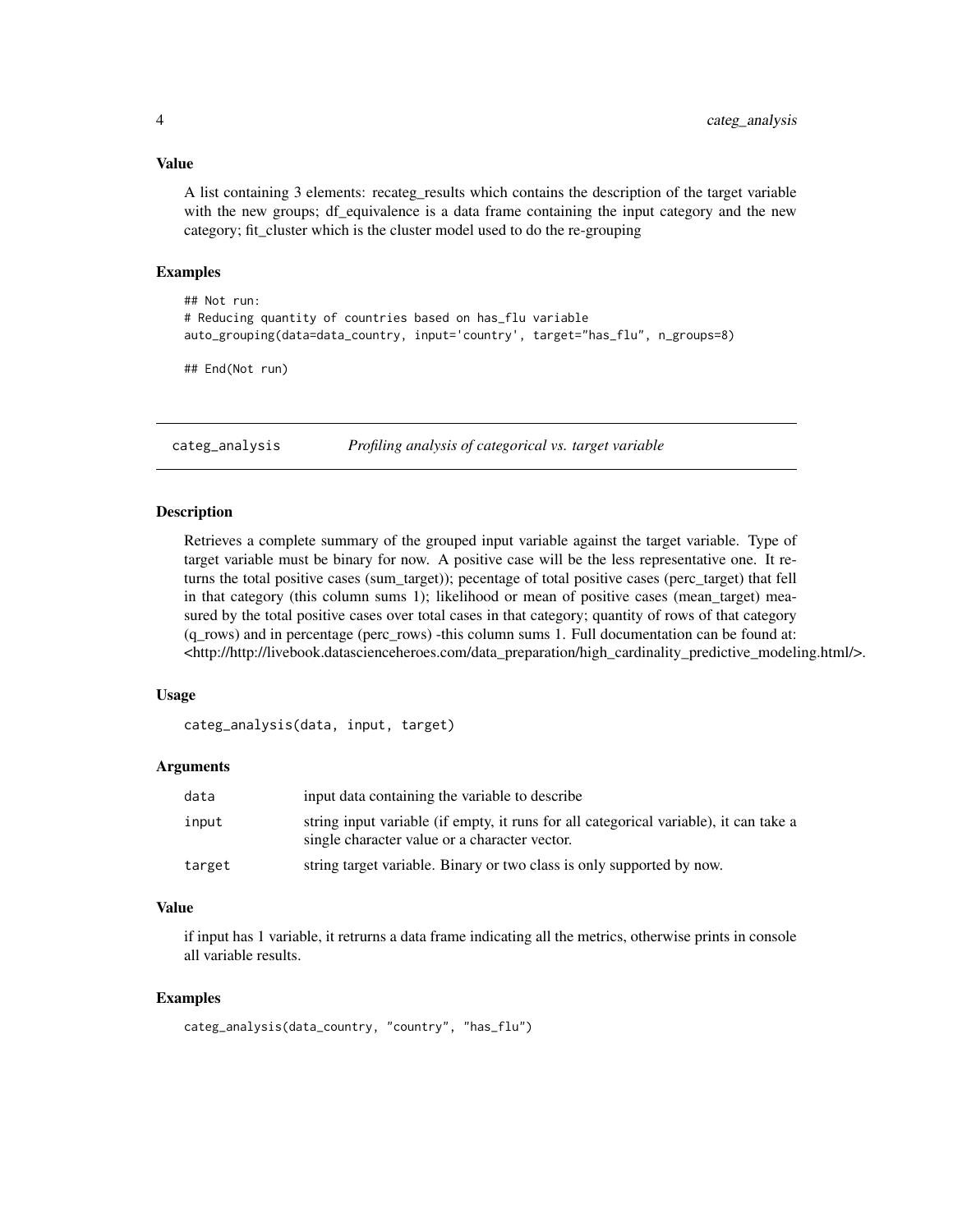### Value

A list containing 3 elements: recateg_results which contains the description of the target variable with the new groups; df_equivalence is a data frame containing the input category and the new category; fit_cluster which is the cluster model used to do the re-grouping

### Examples

```
## Not run:
# Reducing quantity of countries based on has_flu variable
auto_grouping(data=data_country, input='country', target="has_flu", n_groups=8)

## End(Not run)
```

---

## categ_analysis *Profiling analysis of categorical vs. target variable*

---

### Description

Retrieves a complete summary of the grouped input variable against the target variable. Type of target variable must be binary for now. A positive case will be the less representative one. It returns the total positive cases (sum_target)); pecentage of total positive cases (perc_target) that fell in that category (this column sums 1); likelihood or mean of positive cases (mean_target) measured by the total positive cases over total cases in that category; quantity of rows of that category (q_rows) and in percentage (perc_rows) -this column sums 1. Full documentation can be found at: <http://http://livebook.datascienceheroes.com/data_preparation/high_cardinality_predictive_modeling.html/>.

### Usage

```
categ_analysis(data, input, target)
```

### Arguments

| | |
|---|---|
| data | input data containing the variable to describe |
| input | string input variable (if empty, it runs for all categorical variable), it can take a single character value or a character vector. |
| target | string target variable. Binary or two class is only supported by now. |

### Value

if input has 1 variable, it retrurns a data frame indicating all the metrics, otherwise prints in console all variable results.

### Examples

```
categ_analysis(data_country, "country", "has_flu")
```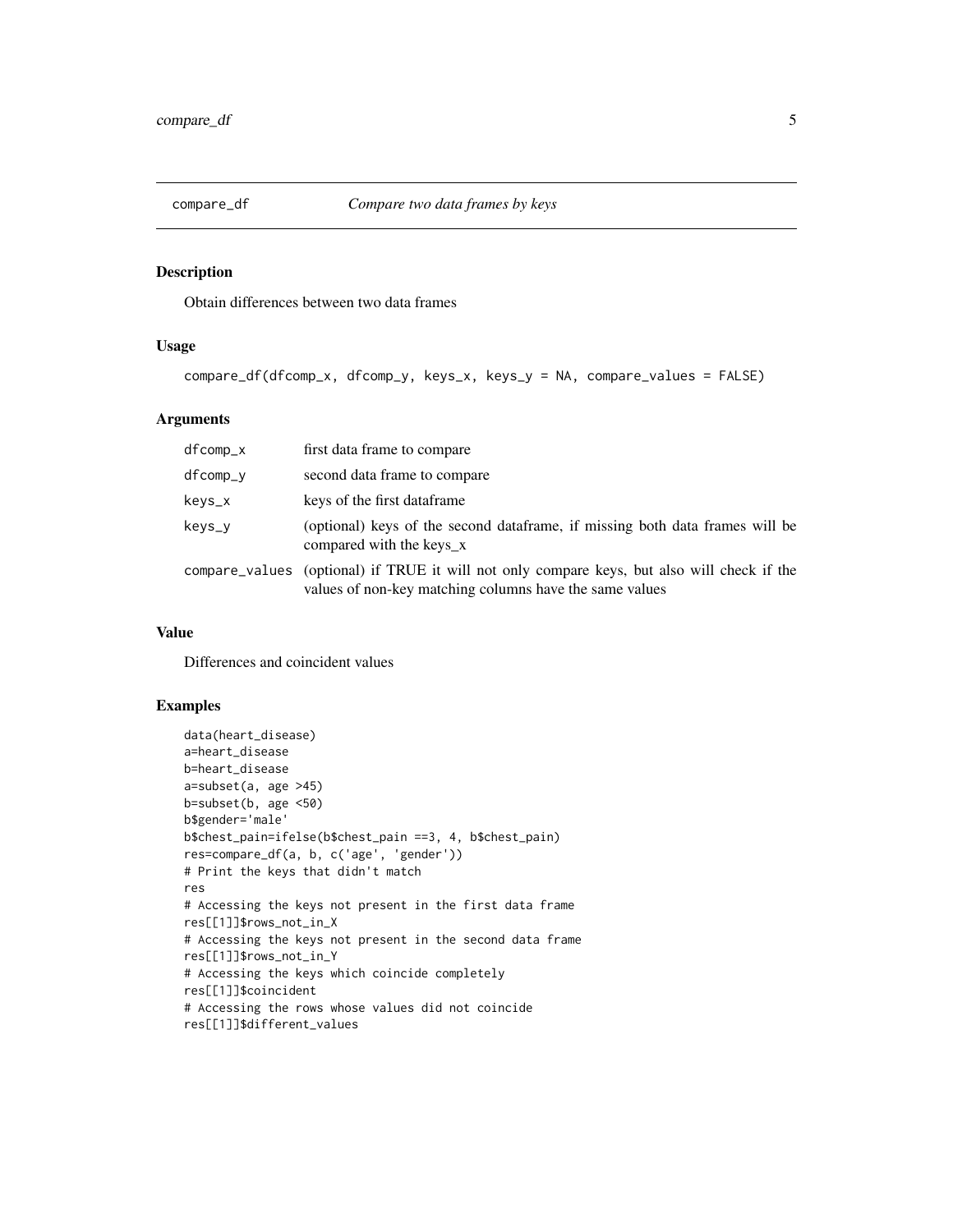## compare_df — *Compare two data frames by keys*

### Description

Obtain differences between two data frames

### Usage

```
compare_df(dfcomp_x, dfcomp_y, keys_x, keys_y = NA, compare_values = FALSE)
```

### Arguments

| | |
|---|---|
| dfcomp_x | first data frame to compare |
| dfcomp_y | second data frame to compare |
| keys_x | keys of the first dataframe |
| keys_y | (optional) keys of the second dataframe, if missing both data frames will be compared with the keys_x |
| compare_values | (optional) if TRUE it will not only compare keys, but also will check if the values of non-key matching columns have the same values |

### Value

Differences and coincident values

### Examples

```
data(heart_disease)
a=heart_disease
b=heart_disease
a=subset(a, age >45)
b=subset(b, age <50)
b$gender='male'
b$chest_pain=ifelse(b$chest_pain ==3, 4, b$chest_pain)
res=compare_df(a, b, c('age', 'gender'))
# Print the keys that didn't match
res
# Accessing the keys not present in the first data frame
res[[1]]$rows_not_in_X
# Accessing the keys not present in the second data frame
res[[1]]$rows_not_in_Y
# Accessing the keys which coincide completely
res[[1]]$coincident
# Accessing the rows whose values did not coincide
res[[1]]$different_values
```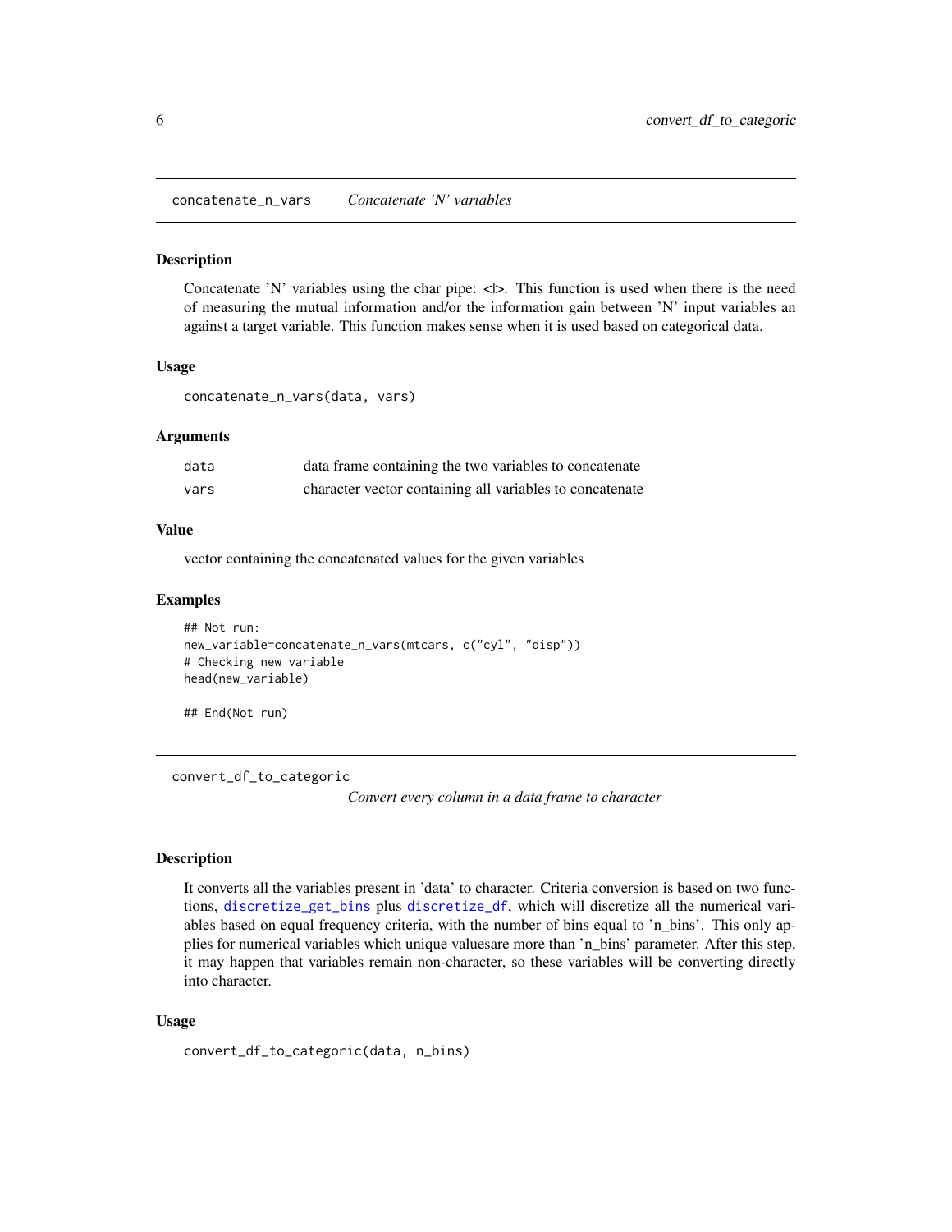## concatenate_n_vars *Concatenate 'N' variables*

### Description

Concatenate 'N' variables using the char pipe: <|>. This function is used when there is the need of measuring the mutual information and/or the information gain between 'N' input variables an against a target variable. This function makes sense when it is used based on categorical data.

### Usage

```
concatenate_n_vars(data, vars)
```

### Arguments

| | |
|---|---|
| data | data frame containing the two variables to concatenate |
| vars | character vector containing all variables to concatenate |

### Value

vector containing the concatenated values for the given variables

### Examples

```
## Not run:
new_variable=concatenate_n_vars(mtcars, c("cyl", "disp"))
# Checking new variable
head(new_variable)

## End(Not run)
```

## convert_df_to_categoric *Convert every column in a data frame to character*

### Description

It converts all the variables present in 'data' to character. Criteria conversion is based on two functions, discretize_get_bins plus discretize_df, which will discretize all the numerical variables based on equal frequency criteria, with the number of bins equal to 'n_bins'. This only applies for numerical variables which unique valuesare more than 'n_bins' parameter. After this step, it may happen that variables remain non-character, so these variables will be converting directly into character.

### Usage

```
convert_df_to_categoric(data, n_bins)
```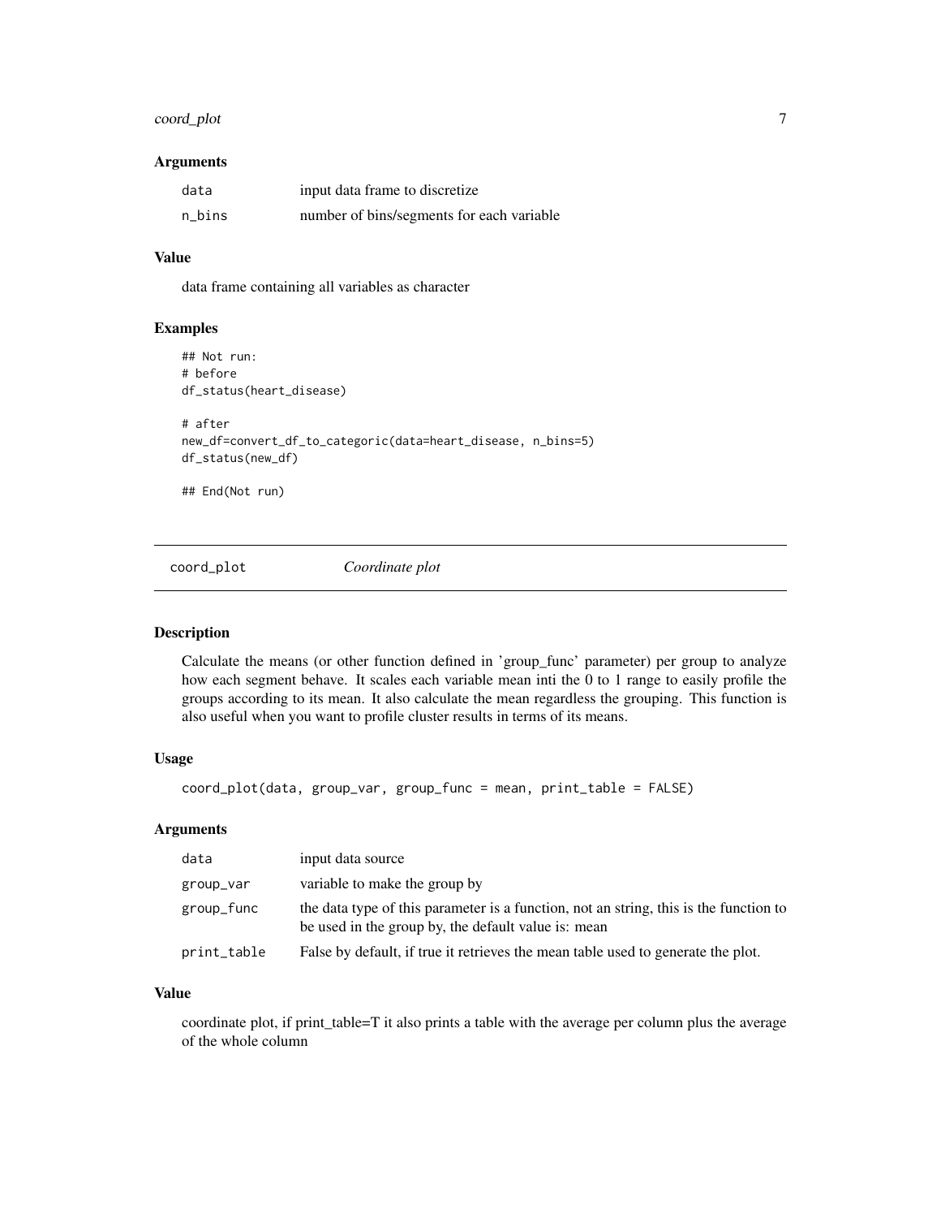### Arguments

| | |
|---|---|
| data | input data frame to discretize |
| n_bins | number of bins/segments for each variable |

### Value

data frame containing all variables as character

### Examples

```
## Not run:
# before
df_status(heart_disease)

# after
new_df=convert_df_to_categoric(data=heart_disease, n_bins=5)
df_status(new_df)

## End(Not run)
```

---

## coord_plot *Coordinate plot*

---

### Description

Calculate the means (or other function defined in 'group_func' parameter) per group to analyze how each segment behave. It scales each variable mean inti the 0 to 1 range to easily profile the groups according to its mean. It also calculate the mean regardless the grouping. This function is also useful when you want to profile cluster results in terms of its means.

### Usage

```
coord_plot(data, group_var, group_func = mean, print_table = FALSE)
```

### Arguments

| | |
|---|---|
| data | input data source |
| group_var | variable to make the group by |
| group_func | the data type of this parameter is a function, not an string, this is the function to be used in the group by, the default value is: mean |
| print_table | False by default, if true it retrieves the mean table used to generate the plot. |

### Value

coordinate plot, if print_table=T it also prints a table with the average per column plus the average of the whole column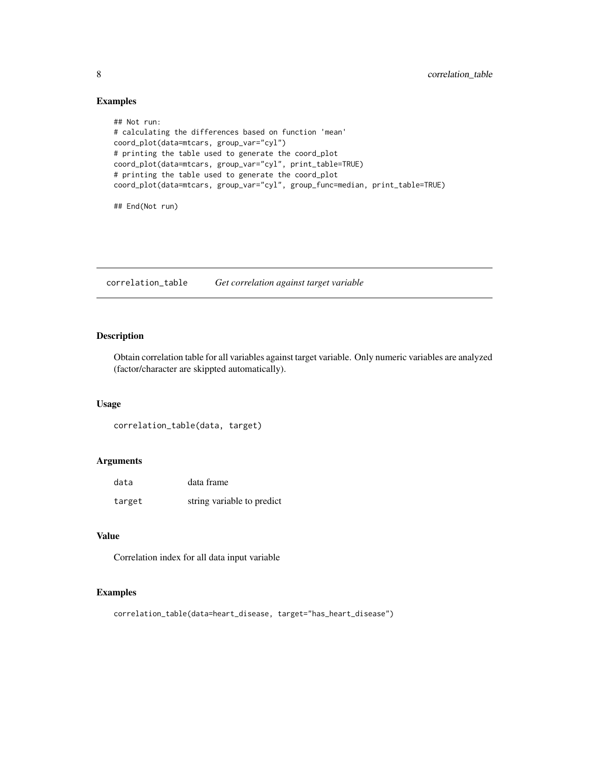## Examples

```
## Not run:
# calculating the differences based on function 'mean'
coord_plot(data=mtcars, group_var="cyl")
# printing the table used to generate the coord_plot
coord_plot(data=mtcars, group_var="cyl", print_table=TRUE)
# printing the table used to generate the coord_plot
coord_plot(data=mtcars, group_var="cyl", group_func=median, print_table=TRUE)

## End(Not run)
```

---

# correlation_table *Get correlation against target variable*

---

## Description

Obtain correlation table for all variables against target variable. Only numeric variables are analyzed (factor/character are skippted automatically).

## Usage

```
correlation_table(data, target)
```

## Arguments

| | |
|---|---|
| data | data frame |
| target | string variable to predict |

## Value

Correlation index for all data input variable

## Examples

```
correlation_table(data=heart_disease, target="has_heart_disease")
```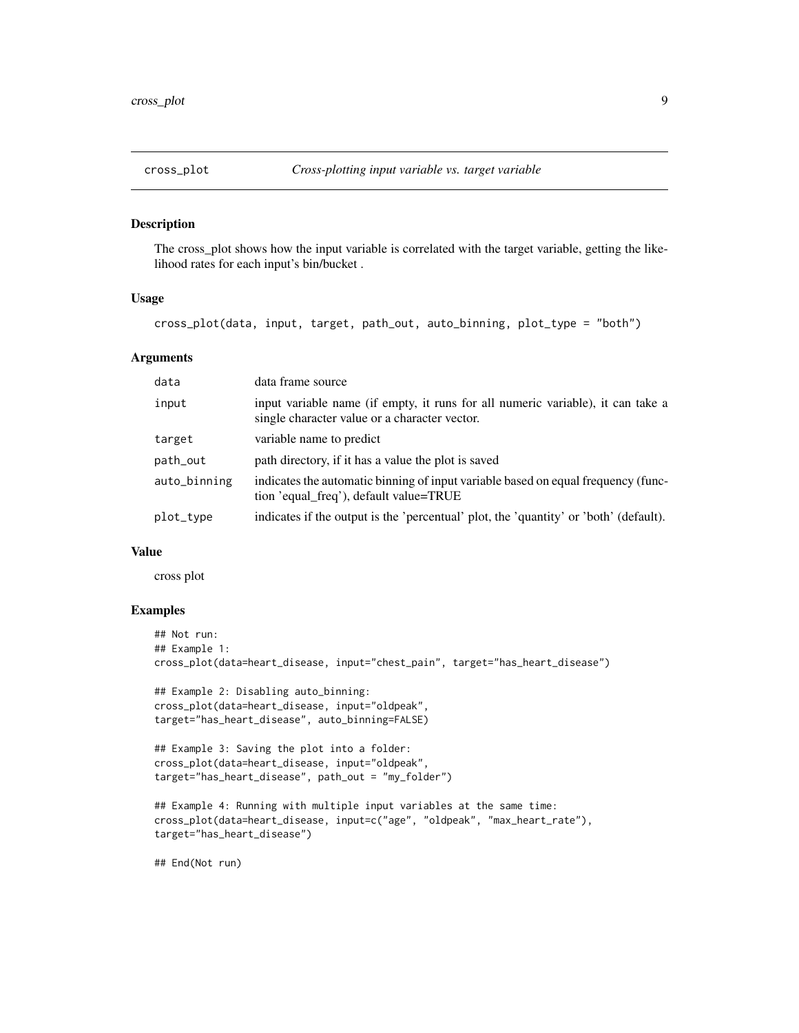## cross_plot — *Cross-plotting input variable vs. target variable*

### Description

The cross_plot shows how the input variable is correlated with the target variable, getting the likelihood rates for each input's bin/bucket .

### Usage

```
cross_plot(data, input, target, path_out, auto_binning, plot_type = "both")
```

### Arguments

| | |
|---|---|
| `data` | data frame source |
| `input` | input variable name (if empty, it runs for all numeric variable), it can take a single character value or a character vector. |
| `target` | variable name to predict |
| `path_out` | path directory, if it has a value the plot is saved |
| `auto_binning` | indicates the automatic binning of input variable based on equal frequency (function 'equal_freq'), default value=TRUE |
| `plot_type` | indicates if the output is the 'percentual' plot, the 'quantity' or 'both' (default). |

### Value

cross plot

### Examples

```
## Not run:
## Example 1:
cross_plot(data=heart_disease, input="chest_pain", target="has_heart_disease")

## Example 2: Disabling auto_binning:
cross_plot(data=heart_disease, input="oldpeak",
target="has_heart_disease", auto_binning=FALSE)

## Example 3: Saving the plot into a folder:
cross_plot(data=heart_disease, input="oldpeak",
target="has_heart_disease", path_out = "my_folder")

## Example 4: Running with multiple input variables at the same time:
cross_plot(data=heart_disease, input=c("age", "oldpeak", "max_heart_rate"),
target="has_heart_disease")

## End(Not run)
```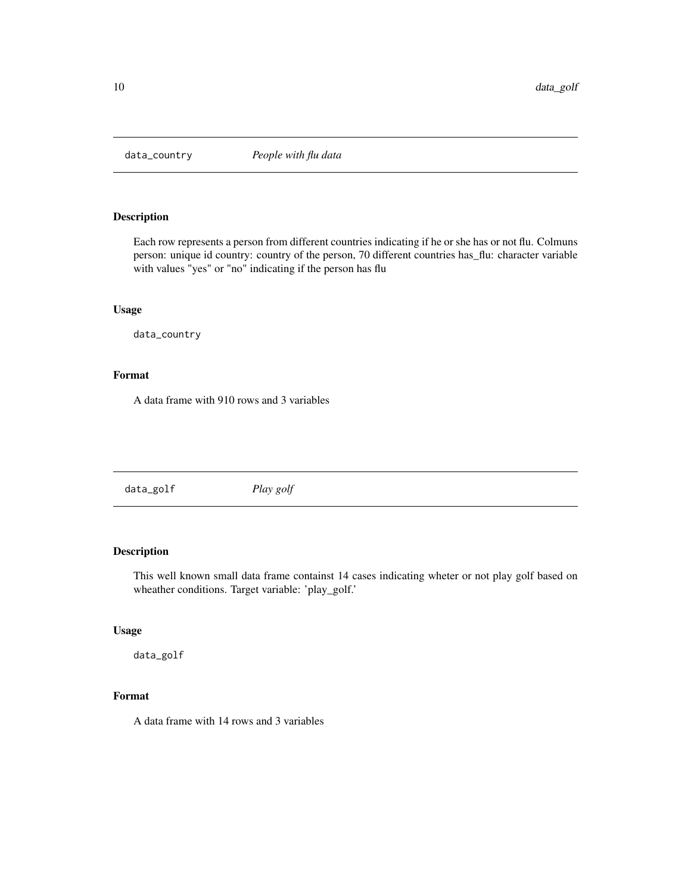## data_country *People with flu data*

### Description

Each row represents a person from different countries indicating if he or she has or not flu. Colmuns person: unique id country: country of the person, 70 different countries has_flu: character variable with values "yes" or "no" indicating if the person has flu

### Usage

```
data_country
```

### Format

A data frame with 910 rows and 3 variables

## data_golf *Play golf*

### Description

This well known small data frame containst 14 cases indicating wheter or not play golf based on wheather conditions. Target variable: 'play_golf.'

### Usage

```
data_golf
```

### Format

A data frame with 14 rows and 3 variables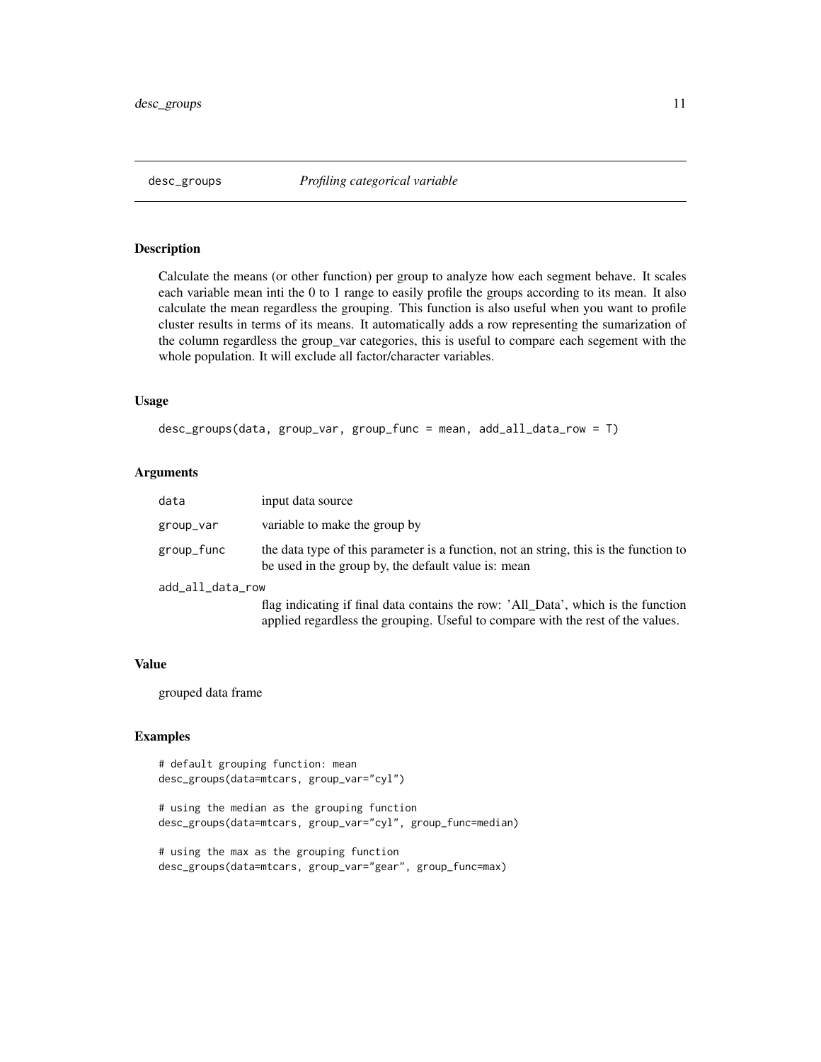## desc_groups — *Profiling categorical variable*

### Description

Calculate the means (or other function) per group to analyze how each segment behave. It scales each variable mean inti the 0 to 1 range to easily profile the groups according to its mean. It also calculate the mean regardless the grouping. This function is also useful when you want to profile cluster results in terms of its means. It automatically adds a row representing the sumarization of the column regardless the group_var categories, this is useful to compare each segement with the whole population. It will exclude all factor/character variables.

### Usage

```
desc_groups(data, group_var, group_func = mean, add_all_data_row = T)
```

### Arguments

| | |
|---|---|
| `data` | input data source |
| `group_var` | variable to make the group by |
| `group_func` | the data type of this parameter is a function, not an string, this is the function to be used in the group by, the default value is: mean |
| `add_all_data_row` | flag indicating if final data contains the row: 'All_Data', which is the function applied regardless the grouping. Useful to compare with the rest of the values. |

### Value

grouped data frame

### Examples

```
# default grouping function: mean
desc_groups(data=mtcars, group_var="cyl")

# using the median as the grouping function
desc_groups(data=mtcars, group_var="cyl", group_func=median)

# using the max as the grouping function
desc_groups(data=mtcars, group_var="gear", group_func=max)
```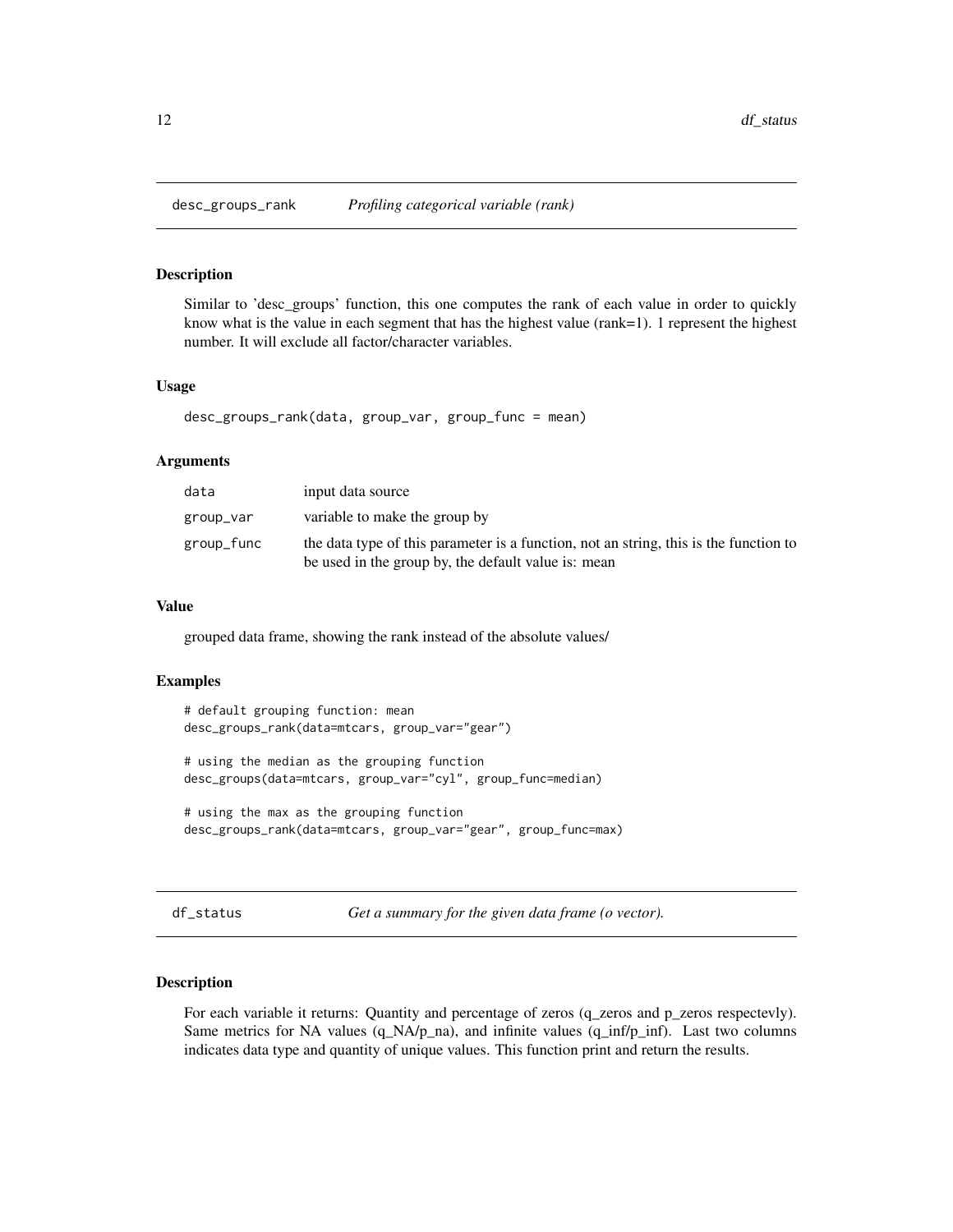## desc_groups_rank *Profiling categorical variable (rank)*

### Description

Similar to 'desc_groups' function, this one computes the rank of each value in order to quickly know what is the value in each segment that has the highest value (rank=1). 1 represent the highest number. It will exclude all factor/character variables.

### Usage

```
desc_groups_rank(data, group_var, group_func = mean)
```

### Arguments

| | |
|---|---|
| data | input data source |
| group_var | variable to make the group by |
| group_func | the data type of this parameter is a function, not an string, this is the function to be used in the group by, the default value is: mean |

### Value

grouped data frame, showing the rank instead of the absolute values/

### Examples

```
# default grouping function: mean
desc_groups_rank(data=mtcars, group_var="gear")

# using the median as the grouping function
desc_groups(data=mtcars, group_var="cyl", group_func=median)

# using the max as the grouping function
desc_groups_rank(data=mtcars, group_var="gear", group_func=max)
```

## df_status *Get a summary for the given data frame (o vector).*

### Description

For each variable it returns: Quantity and percentage of zeros (q_zeros and p_zeros respectevly). Same metrics for NA values (q_NA/p_na), and infinite values (q_inf/p_inf). Last two columns indicates data type and quantity of unique values. This function print and return the results.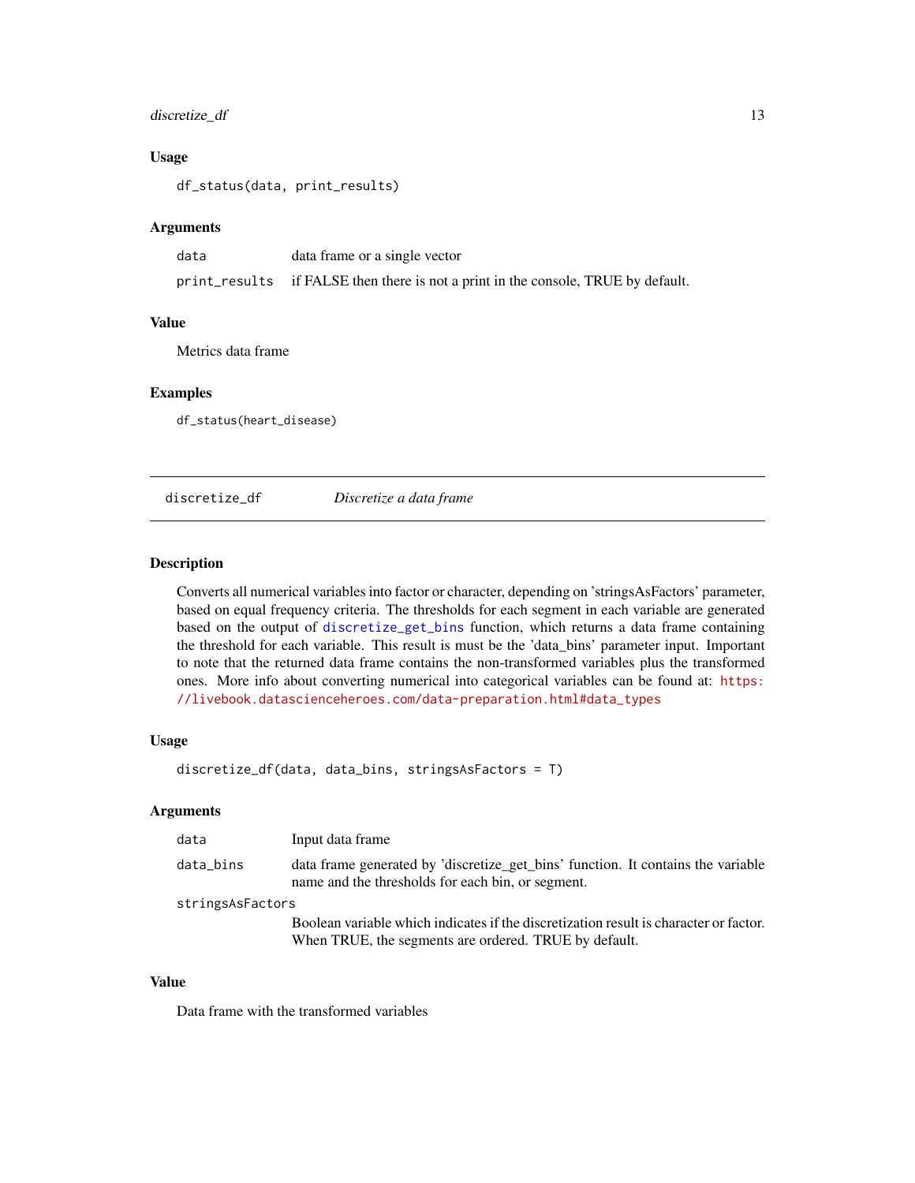### Usage

```
df_status(data, print_results)
```

### Arguments

| | |
|---|---|
| data | data frame or a single vector |
| print_results | if FALSE then there is not a print in the console, TRUE by default. |

### Value

Metrics data frame

### Examples

```
df_status(heart_disease)
```

---

## discretize_df — *Discretize a data frame*

---

### Description

Converts all numerical variables into factor or character, depending on 'stringsAsFactors' parameter, based on equal frequency criteria. The thresholds for each segment in each variable are generated based on the output of discretize_get_bins function, which returns a data frame containing the threshold for each variable. This result is must be the 'data_bins' parameter input. Important to note that the returned data frame contains the non-transformed variables plus the transformed ones. More info about converting numerical into categorical variables can be found at: https://livebook.datascienceheroes.com/data-preparation.html#data_types

### Usage

```
discretize_df(data, data_bins, stringsAsFactors = T)
```

### Arguments

| | |
|---|---|
| data | Input data frame |
| data_bins | data frame generated by 'discretize_get_bins' function. It contains the variable name and the thresholds for each bin, or segment. |
| stringsAsFactors | Boolean variable which indicates if the discretization result is character or factor. When TRUE, the segments are ordered. TRUE by default. |

### Value

Data frame with the transformed variables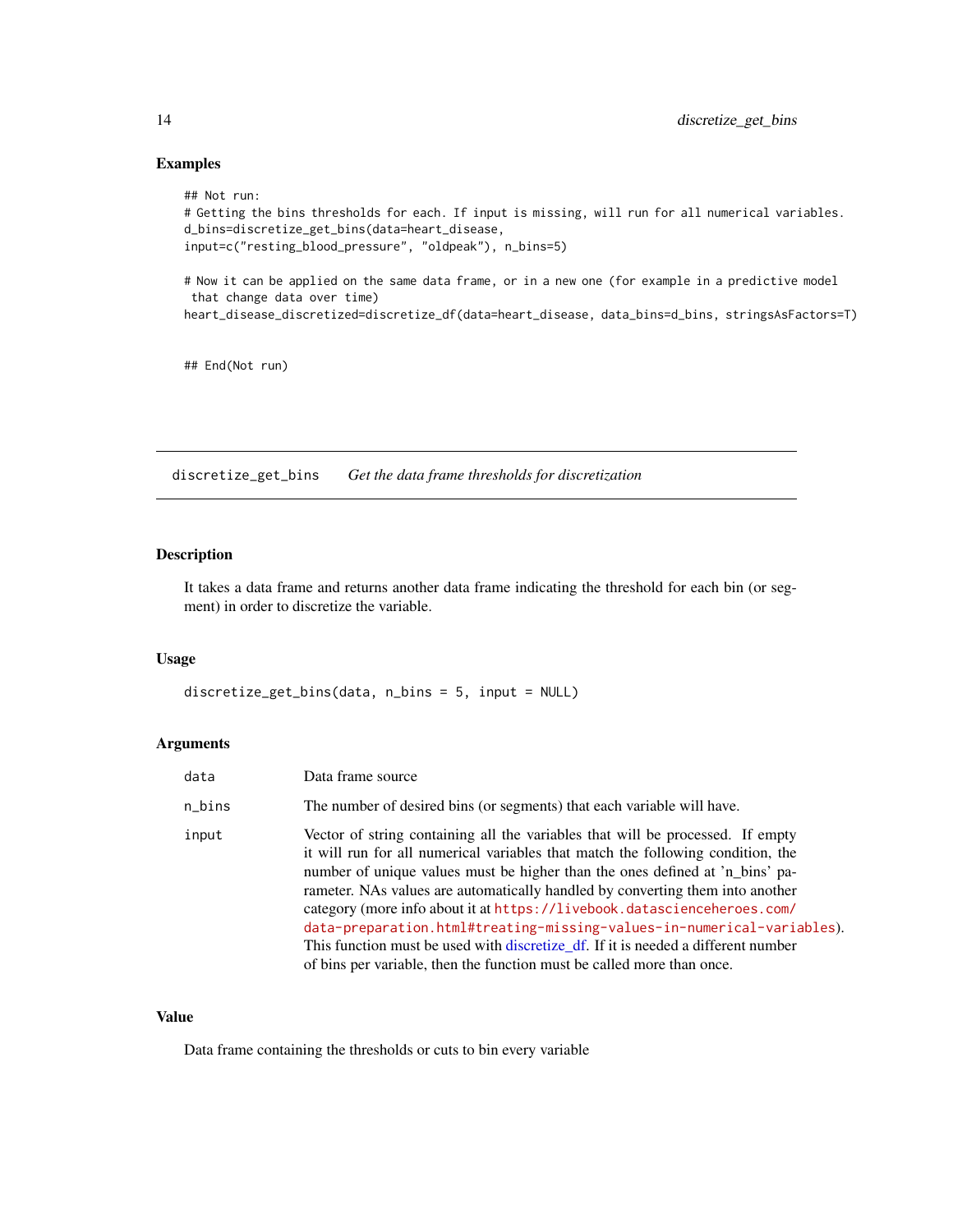### Examples

```
## Not run:
# Getting the bins thresholds for each. If input is missing, will run for all numerical variables.
d_bins=discretize_get_bins(data=heart_disease,
input=c("resting_blood_pressure", "oldpeak"), n_bins=5)

# Now it can be applied on the same data frame, or in a new one (for example in a predictive model
 that change data over time)
heart_disease_discretized=discretize_df(data=heart_disease, data_bins=d_bins, stringsAsFactors=T)


## End(Not run)
```

---

## discretize_get_bins &nbsp;&nbsp;&nbsp; *Get the data frame thresholds for discretization*

---

### Description

It takes a data frame and returns another data frame indicating the threshold for each bin (or segment) in order to discretize the variable.

### Usage

```
discretize_get_bins(data, n_bins = 5, input = NULL)
```

### Arguments

| | |
|---|---|
| `data` | Data frame source |
| `n_bins` | The number of desired bins (or segments) that each variable will have. |
| `input` | Vector of string containing all the variables that will be processed. If empty it will run for all numerical variables that match the following condition, the number of unique values must be higher than the ones defined at 'n_bins' parameter. NAs values are automatically handled by converting them into another category (more info about it at https://livebook.datascienceheroes.com/data-preparation.html#treating-missing-values-in-numerical-variables). This function must be used with discretize_df. If it is needed a different number of bins per variable, then the function must be called more than once. |

### Value

Data frame containing the thresholds or cuts to bin every variable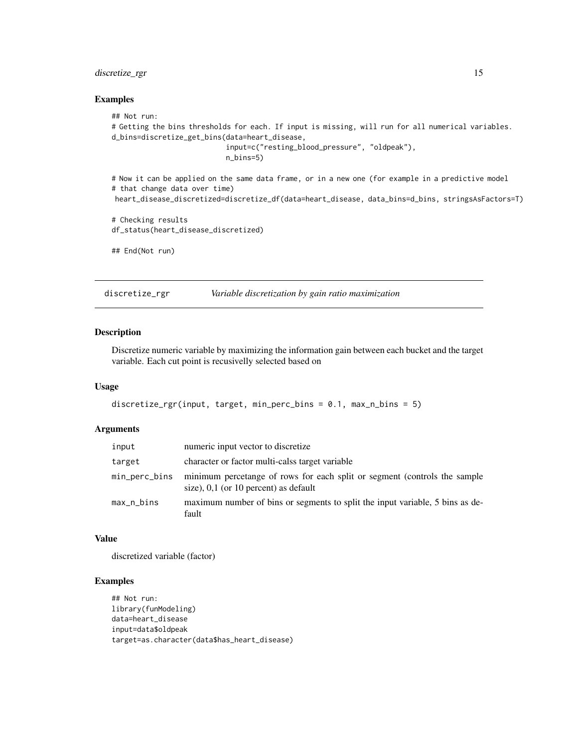### Examples

```
## Not run:
# Getting the bins thresholds for each. If input is missing, will run for all numerical variables.
d_bins=discretize_get_bins(data=heart_disease,
                           input=c("resting_blood_pressure", "oldpeak"),
                           n_bins=5)

# Now it can be applied on the same data frame, or in a new one (for example in a predictive model
# that change data over time)
 heart_disease_discretized=discretize_df(data=heart_disease, data_bins=d_bins, stringsAsFactors=T)

# Checking results
df_status(heart_disease_discretized)

## End(Not run)
```

---

## discretize_rgr — *Variable discretization by gain ratio maximization*

---

### Description

Discretize numeric variable by maximizing the information gain between each bucket and the target variable. Each cut point is recusivelly selected based on

### Usage

```
discretize_rgr(input, target, min_perc_bins = 0.1, max_n_bins = 5)
```

### Arguments

| | |
|---|---|
| input | numeric input vector to discretize |
| target | character or factor multi-calss target variable |
| min_perc_bins | minimum percetange of rows for each split or segment (controls the sample size), 0,1 (or 10 percent) as default |
| max_n_bins | maximum number of bins or segments to split the input variable, 5 bins as default |

### Value

discretized variable (factor)

### Examples

```
## Not run:
library(funModeling)
data=heart_disease
input=data$oldpeak
target=as.character(data$has_heart_disease)
```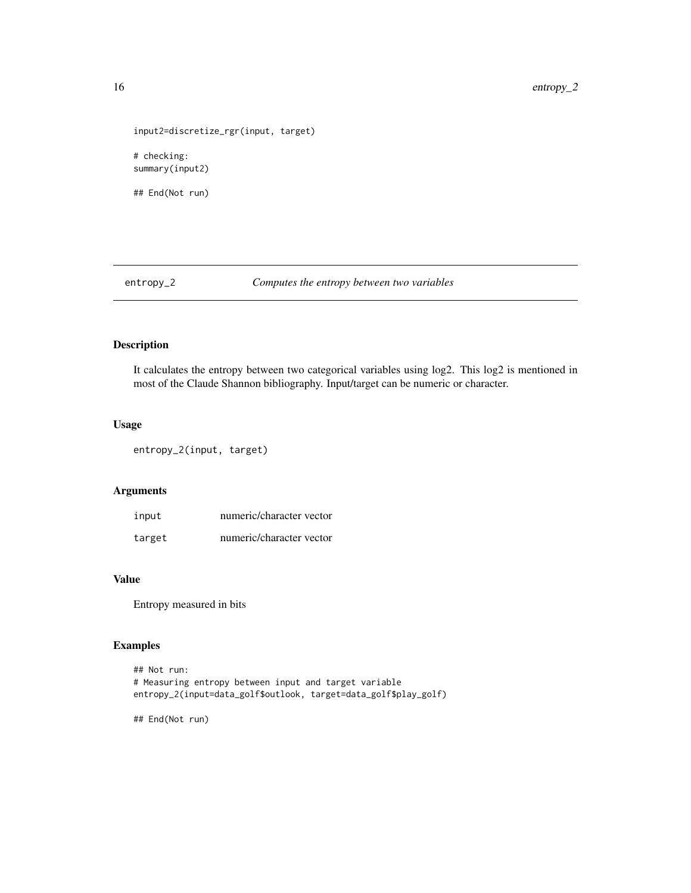```
input2=discretize_rgr(input, target)

# checking:
summary(input2)

## End(Not run)
```

## entropy_2 — *Computes the entropy between two variables*

### Description

It calculates the entropy between two categorical variables using log2. This log2 is mentioned in most of the Claude Shannon bibliography. Input/target can be numeric or character.

### Usage

```
entropy_2(input, target)
```

### Arguments

| | |
|---|---|
| input | numeric/character vector |
| target | numeric/character vector |

### Value

Entropy measured in bits

### Examples

```
## Not run:
# Measuring entropy between input and target variable
entropy_2(input=data_golf$outlook, target=data_golf$play_golf)

## End(Not run)
```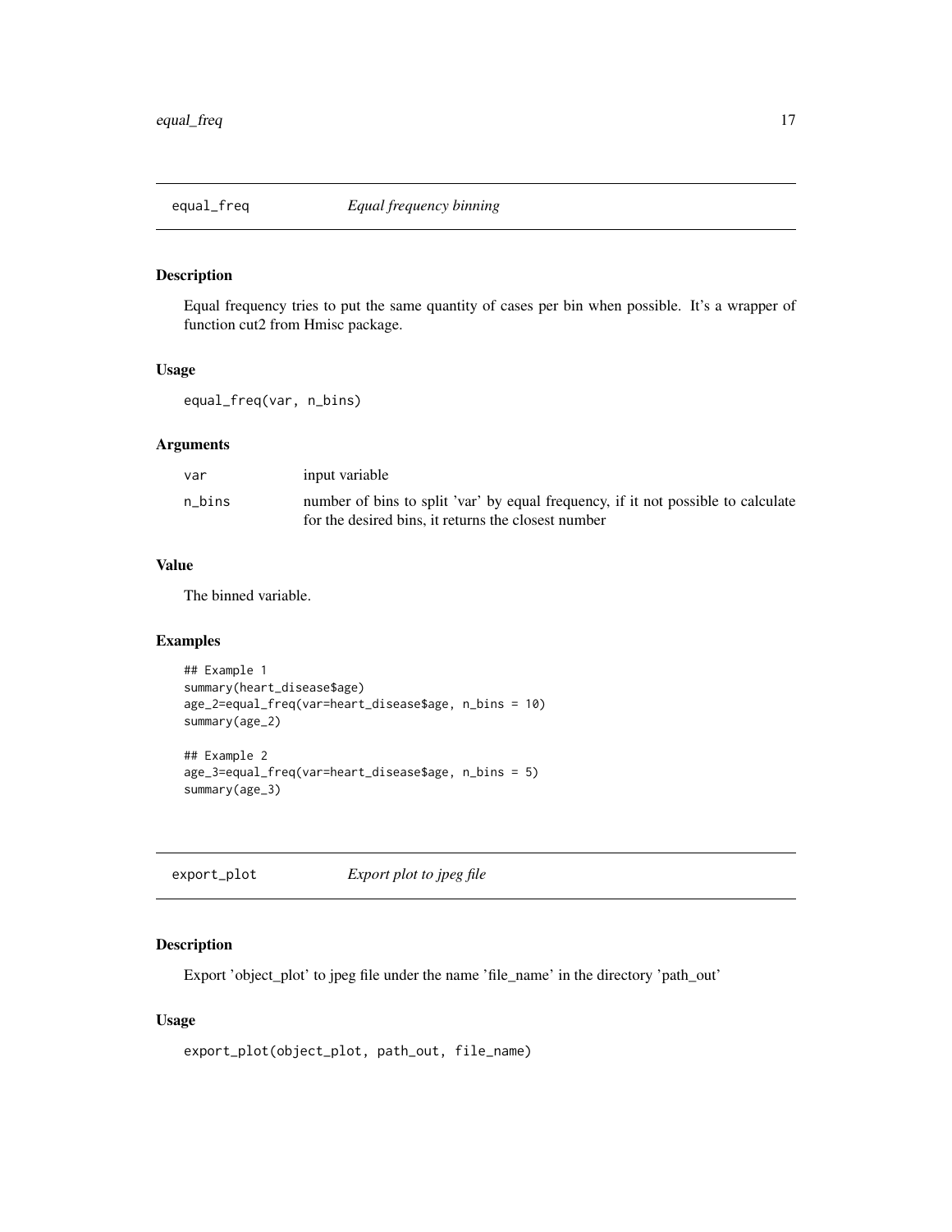## equal_freq — *Equal frequency binning*

### Description

Equal frequency tries to put the same quantity of cases per bin when possible. It's a wrapper of function cut2 from Hmisc package.

### Usage

```
equal_freq(var, n_bins)
```

### Arguments

| | |
|---|---|
| var | input variable |
| n_bins | number of bins to split 'var' by equal frequency, if it not possible to calculate for the desired bins, it returns the closest number |

### Value

The binned variable.

### Examples

```
## Example 1
summary(heart_disease$age)
age_2=equal_freq(var=heart_disease$age, n_bins = 10)
summary(age_2)

## Example 2
age_3=equal_freq(var=heart_disease$age, n_bins = 5)
summary(age_3)
```

## export_plot — *Export plot to jpeg file*

### Description

Export 'object_plot' to jpeg file under the name 'file_name' in the directory 'path_out'

### Usage

```
export_plot(object_plot, path_out, file_name)
```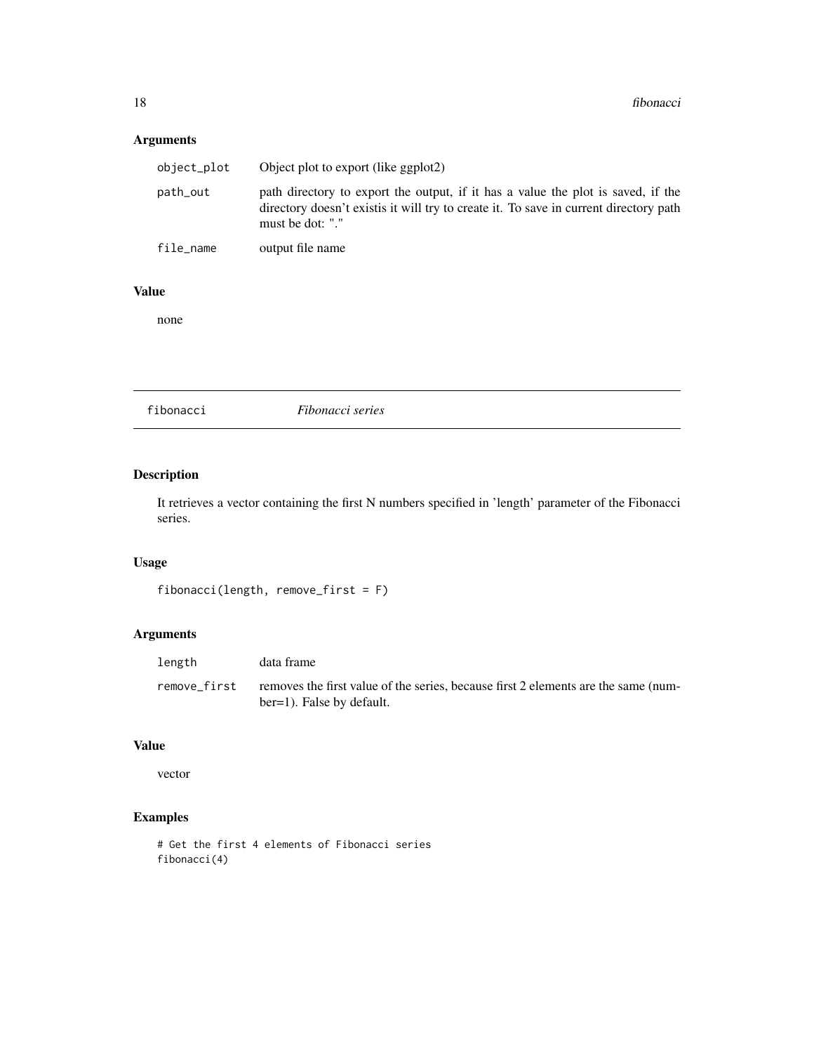## Arguments

| | |
|---|---|
| `object_plot` | Object plot to export (like ggplot2) |
| `path_out` | path directory to export the output, if it has a value the plot is saved, if the directory doesn't existis it will try to create it. To save in current directory path must be dot: "." |
| `file_name` | output file name |

## Value

none

---

# fibonacci *Fibonacci series*

---

## Description

It retrieves a vector containing the first N numbers specified in 'length' parameter of the Fibonacci series.

## Usage

```
fibonacci(length, remove_first = F)
```

## Arguments

| | |
|---|---|
| `length` | data frame |
| `remove_first` | removes the first value of the series, because first 2 elements are the same (number=1). False by default. |

## Value

vector

## Examples

```
# Get the first 4 elements of Fibonacci series
fibonacci(4)
```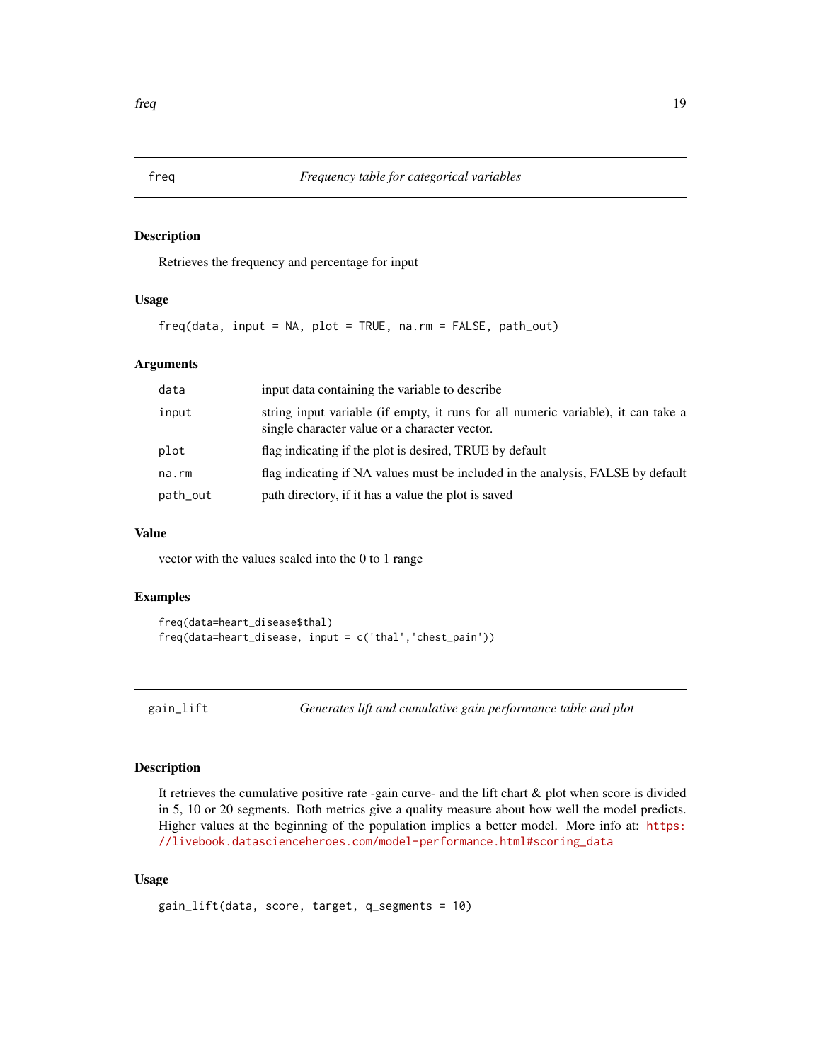## freq — *Frequency table for categorical variables*

### Description

Retrieves the frequency and percentage for input

### Usage

```
freq(data, input = NA, plot = TRUE, na.rm = FALSE, path_out)
```

### Arguments

| | |
|---|---|
| data | input data containing the variable to describe |
| input | string input variable (if empty, it runs for all numeric variable), it can take a single character value or a character vector. |
| plot | flag indicating if the plot is desired, TRUE by default |
| na.rm | flag indicating if NA values must be included in the analysis, FALSE by default |
| path_out | path directory, if it has a value the plot is saved |

### Value

vector with the values scaled into the 0 to 1 range

### Examples

```
freq(data=heart_disease$thal)
freq(data=heart_disease, input = c('thal','chest_pain'))
```

## gain_lift — *Generates lift and cumulative gain performance table and plot*

### Description

It retrieves the cumulative positive rate -gain curve- and the lift chart & plot when score is divided in 5, 10 or 20 segments. Both metrics give a quality measure about how well the model predicts. Higher values at the beginning of the population implies a better model. More info at: https://livebook.datascienceheroes.com/model-performance.html#scoring_data

### Usage

```
gain_lift(data, score, target, q_segments = 10)
```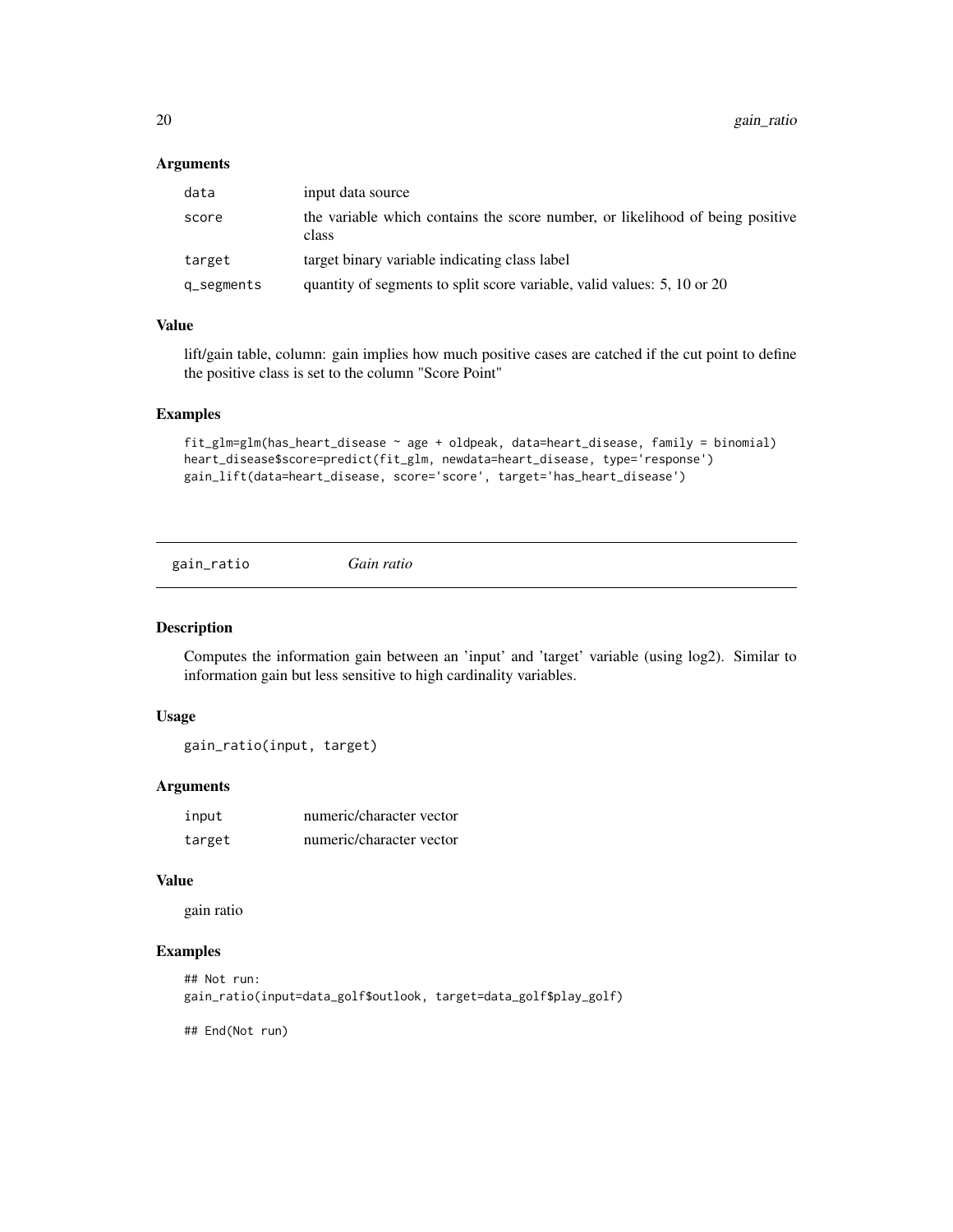### Arguments

| | |
|---|---|
| data | input data source |
| score | the variable which contains the score number, or likelihood of being positive class |
| target | target binary variable indicating class label |
| q_segments | quantity of segments to split score variable, valid values: 5, 10 or 20 |

### Value

lift/gain table, column: gain implies how much positive cases are catched if the cut point to define the positive class is set to the column "Score Point"

### Examples

```
fit_glm=glm(has_heart_disease ~ age + oldpeak, data=heart_disease, family = binomial)
heart_disease$score=predict(fit_glm, newdata=heart_disease, type='response')
gain_lift(data=heart_disease, score='score', target='has_heart_disease')
```

---

## gain_ratio *Gain ratio*

---

### Description

Computes the information gain between an 'input' and 'target' variable (using log2). Similar to information gain but less sensitive to high cardinality variables.

### Usage

```
gain_ratio(input, target)
```

### Arguments

| | |
|---|---|
| input | numeric/character vector |
| target | numeric/character vector |

### Value

gain ratio

### Examples

```
## Not run:
gain_ratio(input=data_golf$outlook, target=data_golf$play_golf)

## End(Not run)
```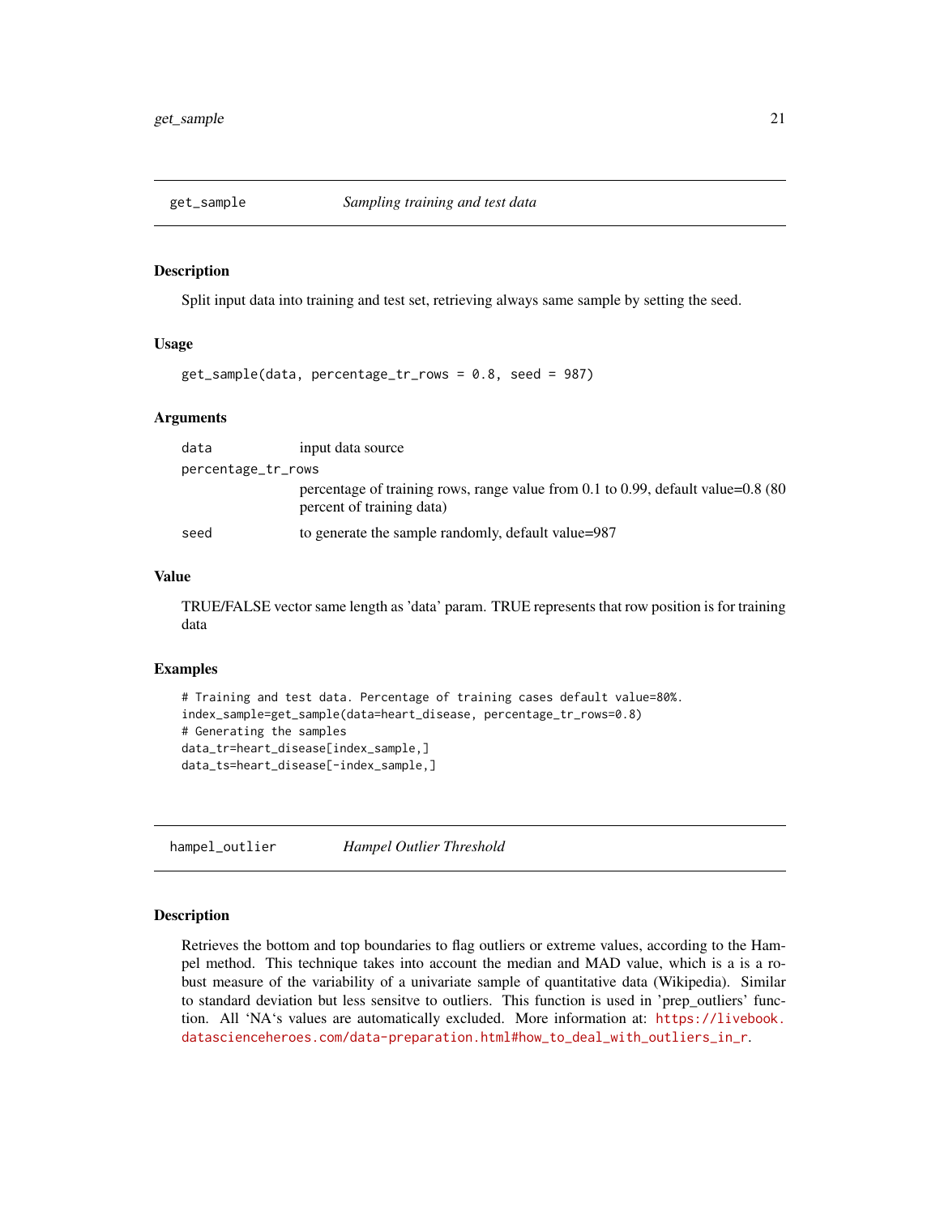## get_sample — *Sampling training and test data*

### Description

Split input data into training and test set, retrieving always same sample by setting the seed.

### Usage

```
get_sample(data, percentage_tr_rows = 0.8, seed = 987)
```

### Arguments

| | |
|---|---|
| `data` | input data source |
| `percentage_tr_rows` | percentage of training rows, range value from 0.1 to 0.99, default value=0.8 (80 percent of training data) |
| `seed` | to generate the sample randomly, default value=987 |

### Value

TRUE/FALSE vector same length as 'data' param. TRUE represents that row position is for training data

### Examples

```
# Training and test data. Percentage of training cases default value=80%.
index_sample=get_sample(data=heart_disease, percentage_tr_rows=0.8)
# Generating the samples
data_tr=heart_disease[index_sample,]
data_ts=heart_disease[-index_sample,]
```

## hampel_outlier — *Hampel Outlier Threshold*

### Description

Retrieves the bottom and top boundaries to flag outliers or extreme values, according to the Hampel method. This technique takes into account the median and MAD value, which is a is a robust measure of the variability of a univariate sample of quantitative data (Wikipedia). Similar to standard deviation but less sensitve to outliers. This function is used in 'prep_outliers' function. All 'NA's values are automatically excluded. More information at: https://livebook.datascienceheroes.com/data-preparation.html#how_to_deal_with_outliers_in_r.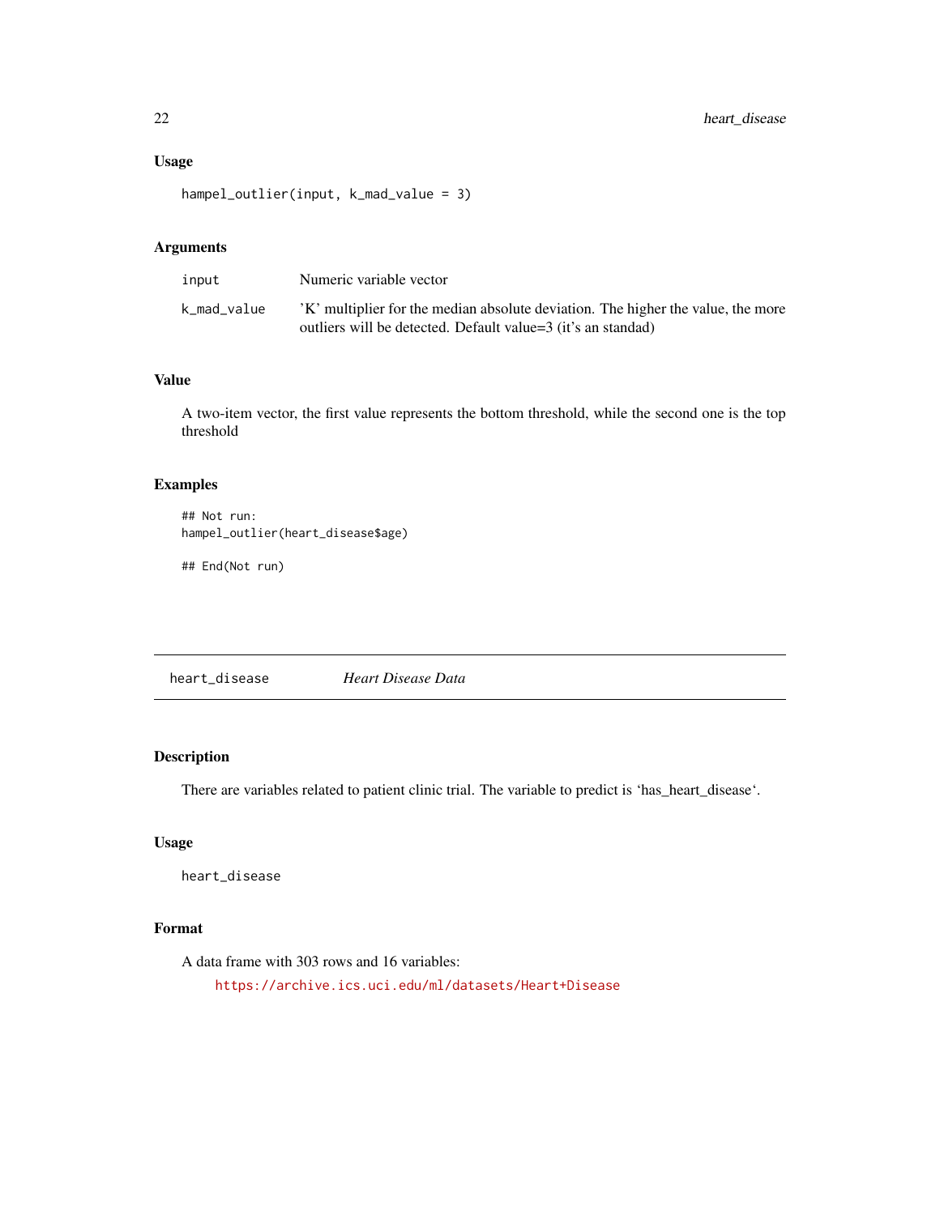### Usage

```
hampel_outlier(input, k_mad_value = 3)
```

### Arguments

| | |
|---|---|
| input | Numeric variable vector |
| k_mad_value | 'K' multiplier for the median absolute deviation. The higher the value, the more outliers will be detected. Default value=3 (it's an standad) |

### Value

A two-item vector, the first value represents the bottom threshold, while the second one is the top threshold

### Examples

```
## Not run:
hampel_outlier(heart_disease$age)

## End(Not run)
```

---

## heart_disease &emsp; *Heart Disease Data*

### Description

There are variables related to patient clinic trial. The variable to predict is 'has_heart_disease'.

### Usage

```
heart_disease
```

### Format

A data frame with 303 rows and 16 variables:

https://archive.ics.uci.edu/ml/datasets/Heart+Disease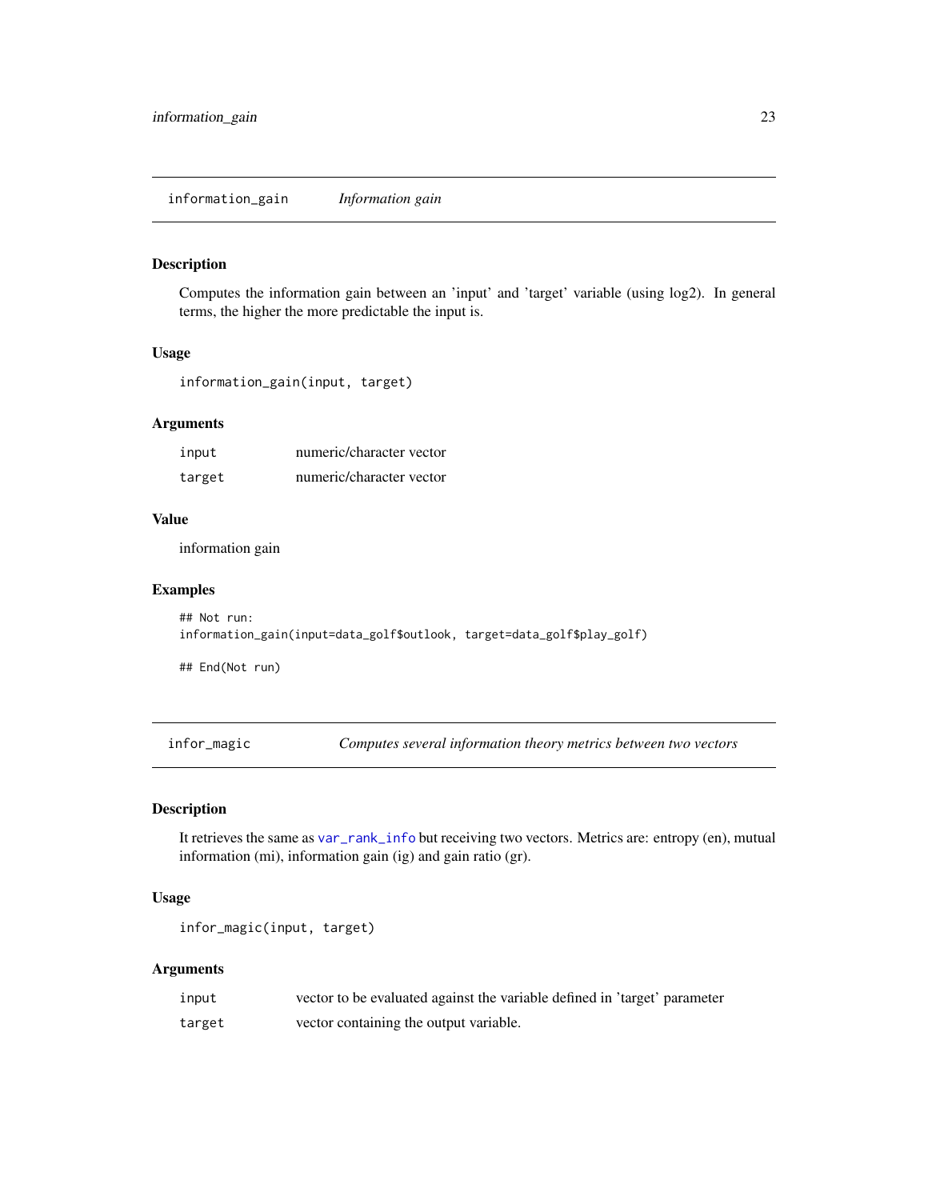## information_gain — *Information gain*

### Description

Computes the information gain between an 'input' and 'target' variable (using log2). In general terms, the higher the more predictable the input is.

### Usage

```
information_gain(input, target)
```

### Arguments

| | |
|---|---|
| input | numeric/character vector |
| target | numeric/character vector |

### Value

information gain

### Examples

```
## Not run:
information_gain(input=data_golf$outlook, target=data_golf$play_golf)

## End(Not run)
```

## infor_magic — *Computes several information theory metrics between two vectors*

### Description

It retrieves the same as var_rank_info but receiving two vectors. Metrics are: entropy (en), mutual information (mi), information gain (ig) and gain ratio (gr).

### Usage

```
infor_magic(input, target)
```

### Arguments

| | |
|---|---|
| input | vector to be evaluated against the variable defined in 'target' parameter |
| target | vector containing the output variable. |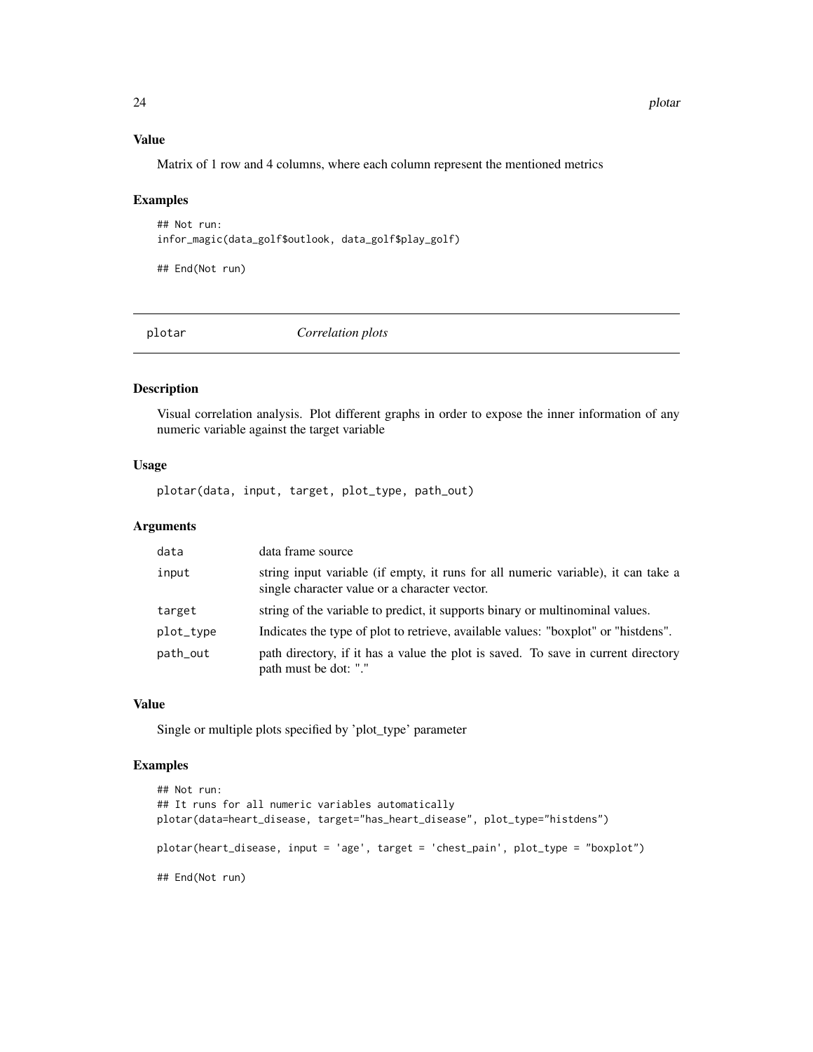## Value

Matrix of 1 row and 4 columns, where each column represent the mentioned metrics

## Examples

```
## Not run:
infor_magic(data_golf$outlook, data_golf$play_golf)

## End(Not run)
```

---

# plotar *Correlation plots*

---

## Description

Visual correlation analysis. Plot different graphs in order to expose the inner information of any numeric variable against the target variable

## Usage

```
plotar(data, input, target, plot_type, path_out)
```

## Arguments

| | |
|---|---|
| data | data frame source |
| input | string input variable (if empty, it runs for all numeric variable), it can take a single character value or a character vector. |
| target | string of the variable to predict, it supports binary or multinominal values. |
| plot_type | Indicates the type of plot to retrieve, available values: "boxplot" or "histdens". |
| path_out | path directory, if it has a value the plot is saved. To save in current directory path must be dot: "." |

## Value

Single or multiple plots specified by 'plot_type' parameter

## Examples

```
## Not run:
## It runs for all numeric variables automatically
plotar(data=heart_disease, target="has_heart_disease", plot_type="histdens")

plotar(heart_disease, input = 'age', target = 'chest_pain', plot_type = "boxplot")

## End(Not run)
```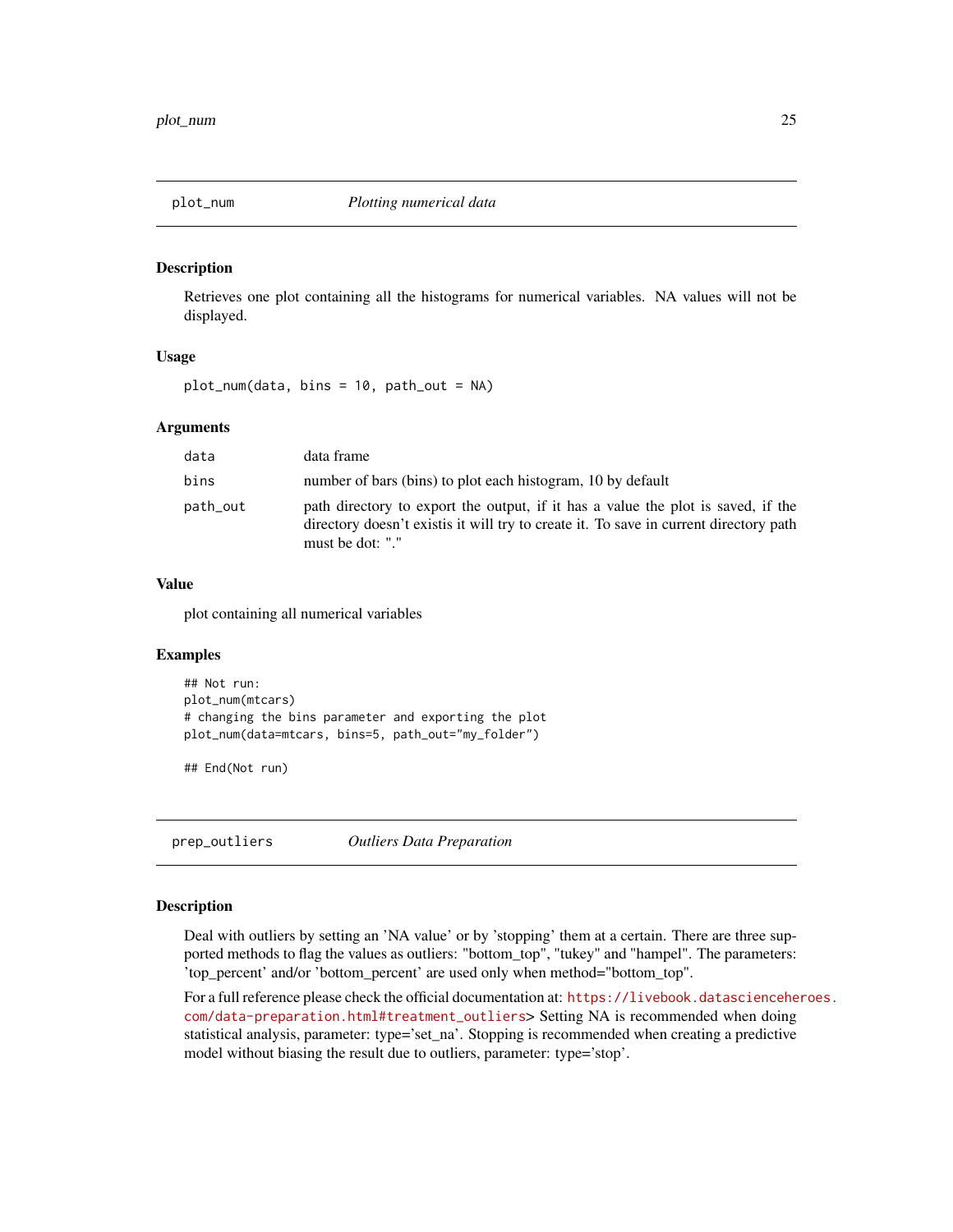## plot_num — *Plotting numerical data*

### Description

Retrieves one plot containing all the histograms for numerical variables. NA values will not be displayed.

### Usage

```
plot_num(data, bins = 10, path_out = NA)
```

### Arguments

| Argument | Description |
|---|---|
| data | data frame |
| bins | number of bars (bins) to plot each histogram, 10 by default |
| path_out | path directory to export the output, if it has a value the plot is saved, if the directory doesn't existis it will try to create it. To save in current directory path must be dot: "." |

### Value

plot containing all numerical variables

### Examples

```
## Not run:
plot_num(mtcars)
# changing the bins parameter and exporting the plot
plot_num(data=mtcars, bins=5, path_out="my_folder")

## End(Not run)
```

## prep_outliers — *Outliers Data Preparation*

### Description

Deal with outliers by setting an 'NA value' or by 'stopping' them at a certain. There are three supported methods to flag the values as outliers: "bottom_top", "tukey" and "hampel". The parameters: 'top_percent' and/or 'bottom_percent' are used only when method="bottom_top".

For a full reference please check the official documentation at: https://livebook.datascienceheroes.com/data-preparation.html#treatment_outliers> Setting NA is recommended when doing statistical analysis, parameter: type='set_na'. Stopping is recommended when creating a predictive model without biasing the result due to outliers, parameter: type='stop'.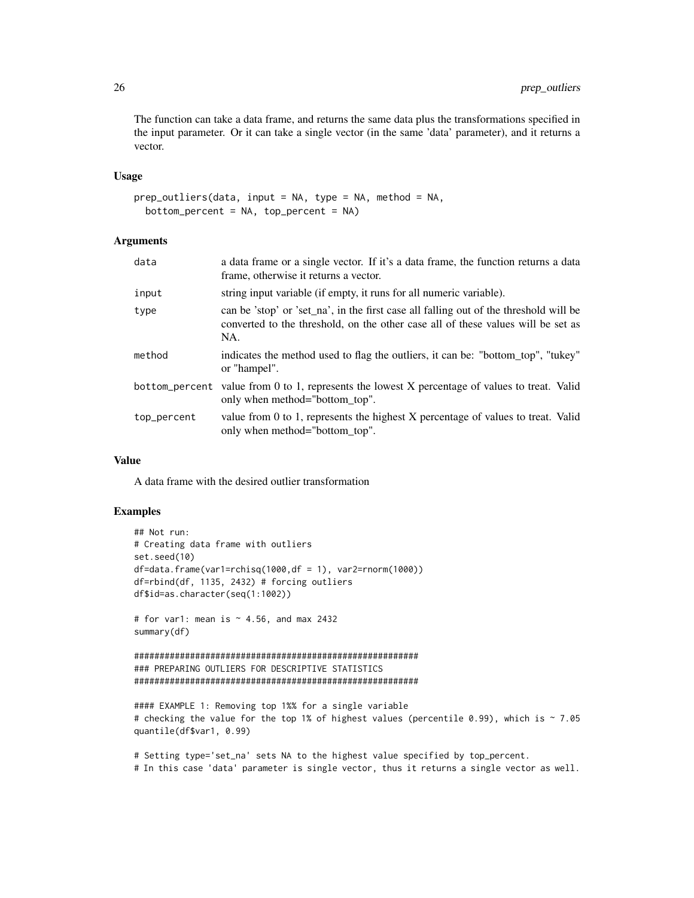The function can take a data frame, and returns the same data plus the transformations specified in the input parameter. Or it can take a single vector (in the same 'data' parameter), and it returns a vector.

### Usage

```
prep_outliers(data, input = NA, type = NA, method = NA,
  bottom_percent = NA, top_percent = NA)
```

### Arguments

| | |
|---|---|
| data | a data frame or a single vector. If it's a data frame, the function returns a data frame, otherwise it returns a vector. |
| input | string input variable (if empty, it runs for all numeric variable). |
| type | can be 'stop' or 'set_na', in the first case all falling out of the threshold will be converted to the threshold, on the other case all of these values will be set as NA. |
| method | indicates the method used to flag the outliers, it can be: "bottom_top", "tukey" or "hampel". |
| bottom_percent | value from 0 to 1, represents the lowest X percentage of values to treat. Valid only when method="bottom_top". |
| top_percent | value from 0 to 1, represents the highest X percentage of values to treat. Valid only when method="bottom_top". |

### Value

A data frame with the desired outlier transformation

### Examples

```
## Not run:
# Creating data frame with outliers
set.seed(10)
df=data.frame(var1=rchisq(1000,df = 1), var2=rnorm(1000))
df=rbind(df, 1135, 2432) # forcing outliers
df$id=as.character(seq(1:1002))

# for var1: mean is ~ 4.56, and max 2432
summary(df)

########################################################
### PREPARING OUTLIERS FOR DESCRIPTIVE STATISTICS
########################################################

#### EXAMPLE 1: Removing top 1%% for a single variable
# checking the value for the top 1% of highest values (percentile 0.99), which is ~ 7.05
quantile(df$var1, 0.99)

# Setting type='set_na' sets NA to the highest value specified by top_percent.
# In this case 'data' parameter is single vector, thus it returns a single vector as well.
```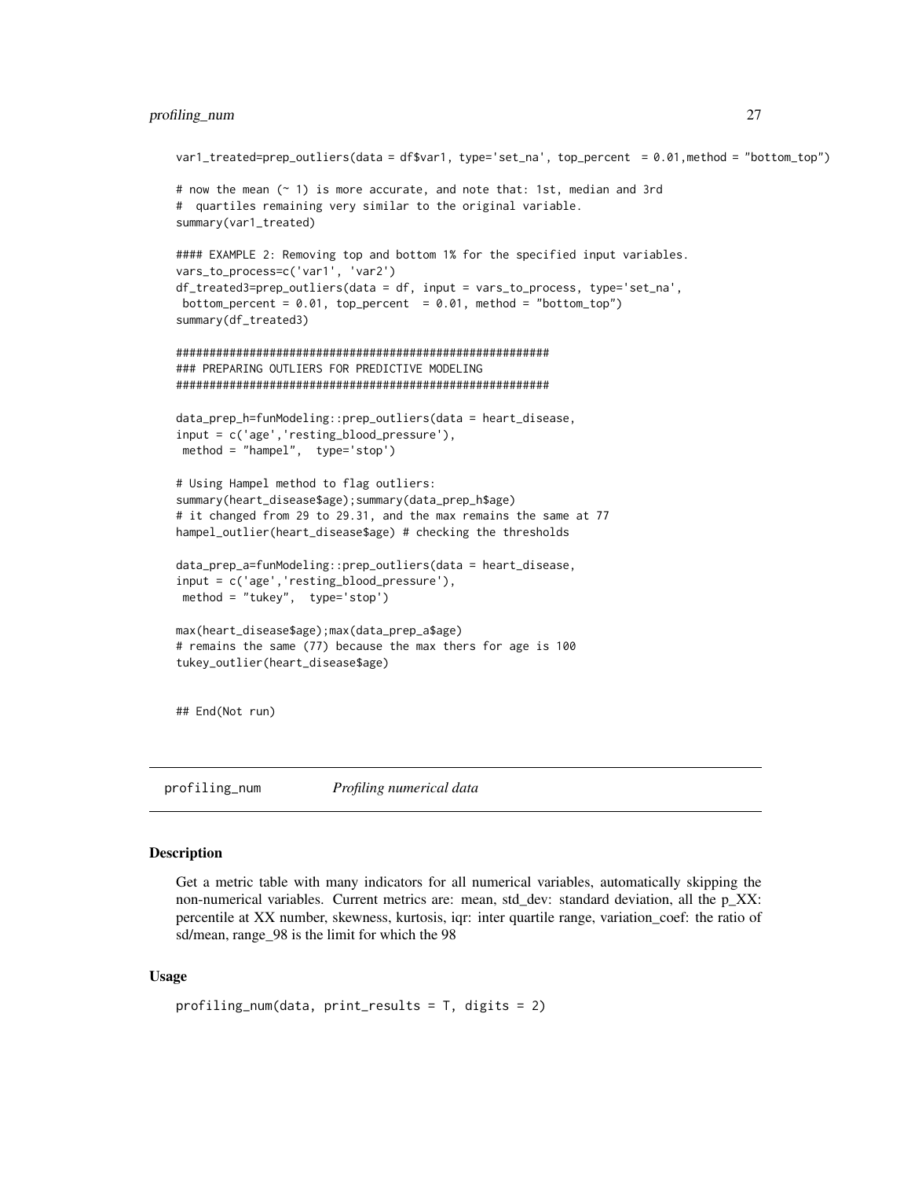```
var1_treated=prep_outliers(data = df$var1, type='set_na', top_percent  = 0.01,method = "bottom_top")

# now the mean (~ 1) is more accurate, and note that: 1st, median and 3rd
#  quartiles remaining very similar to the original variable.
summary(var1_treated)

#### EXAMPLE 2: Removing top and bottom 1% for the specified input variables.
vars_to_process=c('var1', 'var2')
df_treated3=prep_outliers(data = df, input = vars_to_process, type='set_na',
 bottom_percent = 0.01, top_percent  = 0.01, method = "bottom_top")
summary(df_treated3)

########################################################
### PREPARING OUTLIERS FOR PREDICTIVE MODELING
########################################################

data_prep_h=funModeling::prep_outliers(data = heart_disease,
input = c('age','resting_blood_pressure'),
 method = "hampel",  type='stop')

# Using Hampel method to flag outliers:
summary(heart_disease$age);summary(data_prep_h$age)
# it changed from 29 to 29.31, and the max remains the same at 77
hampel_outlier(heart_disease$age) # checking the thresholds

data_prep_a=funModeling::prep_outliers(data = heart_disease,
input = c('age','resting_blood_pressure'),
 method = "tukey",  type='stop')

max(heart_disease$age);max(data_prep_a$age)
# remains the same (77) because the max thers for age is 100
tukey_outlier(heart_disease$age)


## End(Not run)
```

---

`profiling_num` *Profiling numerical data*

---

### Description

Get a metric table with many indicators for all numerical variables, automatically skipping the non-numerical variables. Current metrics are: mean, std_dev: standard deviation, all the p_XX: percentile at XX number, skewness, kurtosis, iqr: inter quartile range, variation_coef: the ratio of sd/mean, range_98 is the limit for which the 98

### Usage

```
profiling_num(data, print_results = T, digits = 2)
```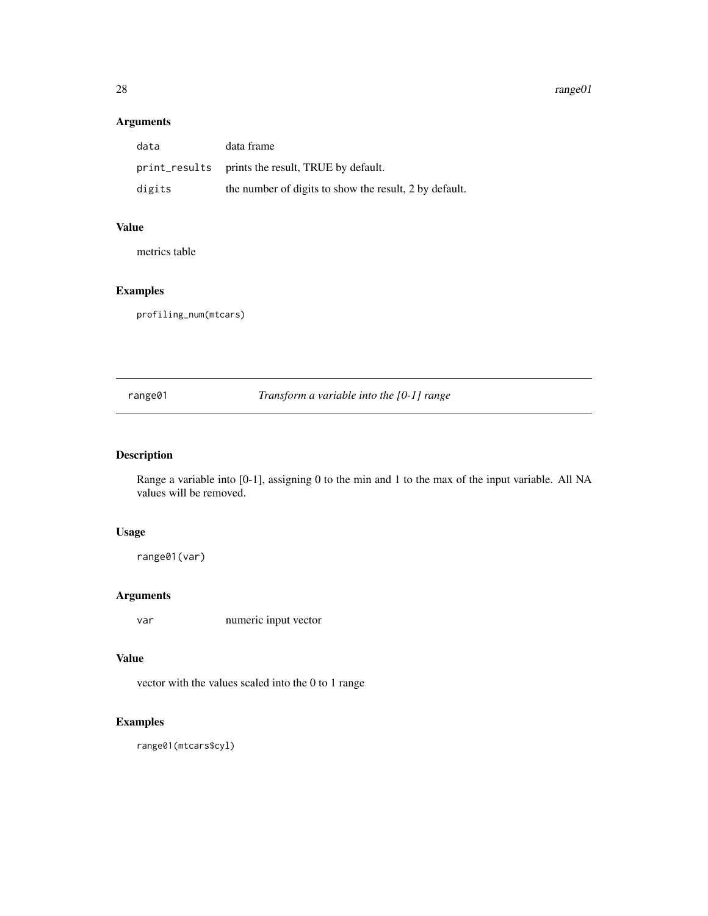## Arguments

| | |
|---|---|
| `data` | data frame |
| `print_results` | prints the result, TRUE by default. |
| `digits` | the number of digits to show the result, 2 by default. |

## Value

metrics table

## Examples

```
profiling_num(mtcars)
```

---

# range01 — *Transform a variable into the [0-1] range*

---

## Description

Range a variable into [0-1], assigning 0 to the min and 1 to the max of the input variable. All NA values will be removed.

## Usage

```
range01(var)
```

## Arguments

| | |
|---|---|
| `var` | numeric input vector |

## Value

vector with the values scaled into the 0 to 1 range

## Examples

```
range01(mtcars$cyl)
```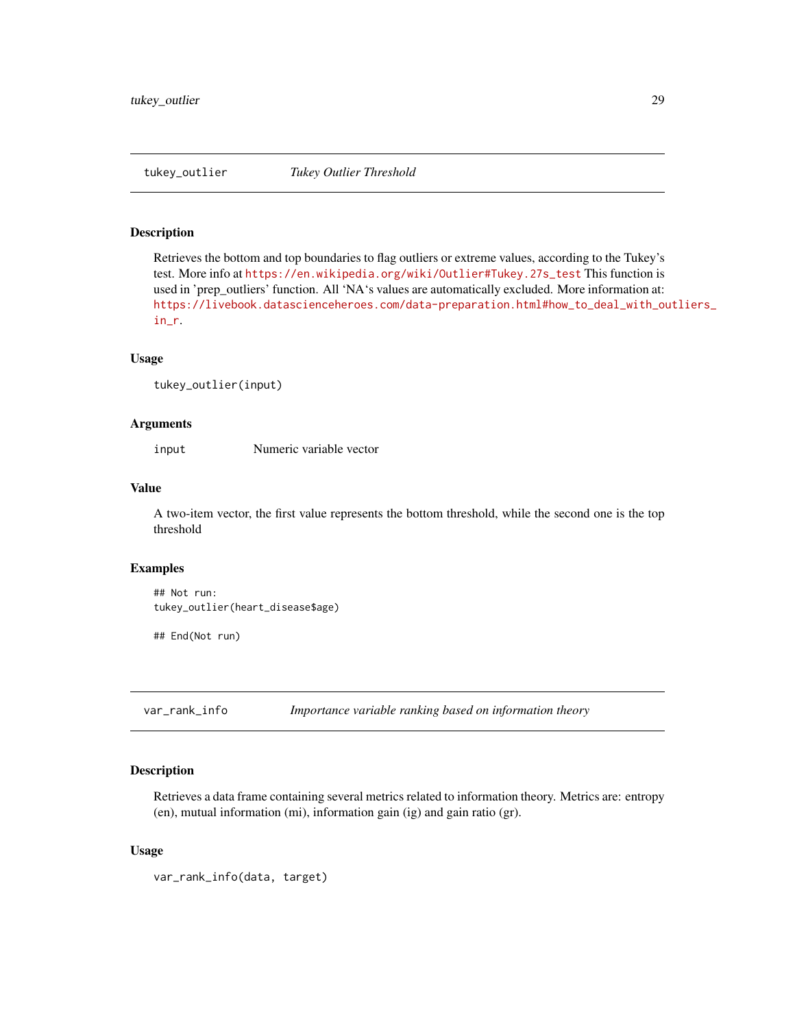## tukey_outlier *Tukey Outlier Threshold*

### Description

Retrieves the bottom and top boundaries to flag outliers or extreme values, according to the Tukey's test. More info at https://en.wikipedia.org/wiki/Outlier#Tukey.27s_test This function is used in 'prep_outliers' function. All 'NA's values are automatically excluded. More information at: https://livebook.datascienceheroes.com/data-preparation.html#how_to_deal_with_outliers_in_r.

### Usage

```
tukey_outlier(input)
```

### Arguments

| | |
|---|---|
| input | Numeric variable vector |

### Value

A two-item vector, the first value represents the bottom threshold, while the second one is the top threshold

### Examples

```
## Not run:
tukey_outlier(heart_disease$age)

## End(Not run)
```

## var_rank_info *Importance variable ranking based on information theory*

### Description

Retrieves a data frame containing several metrics related to information theory. Metrics are: entropy (en), mutual information (mi), information gain (ig) and gain ratio (gr).

### Usage

```
var_rank_info(data, target)
```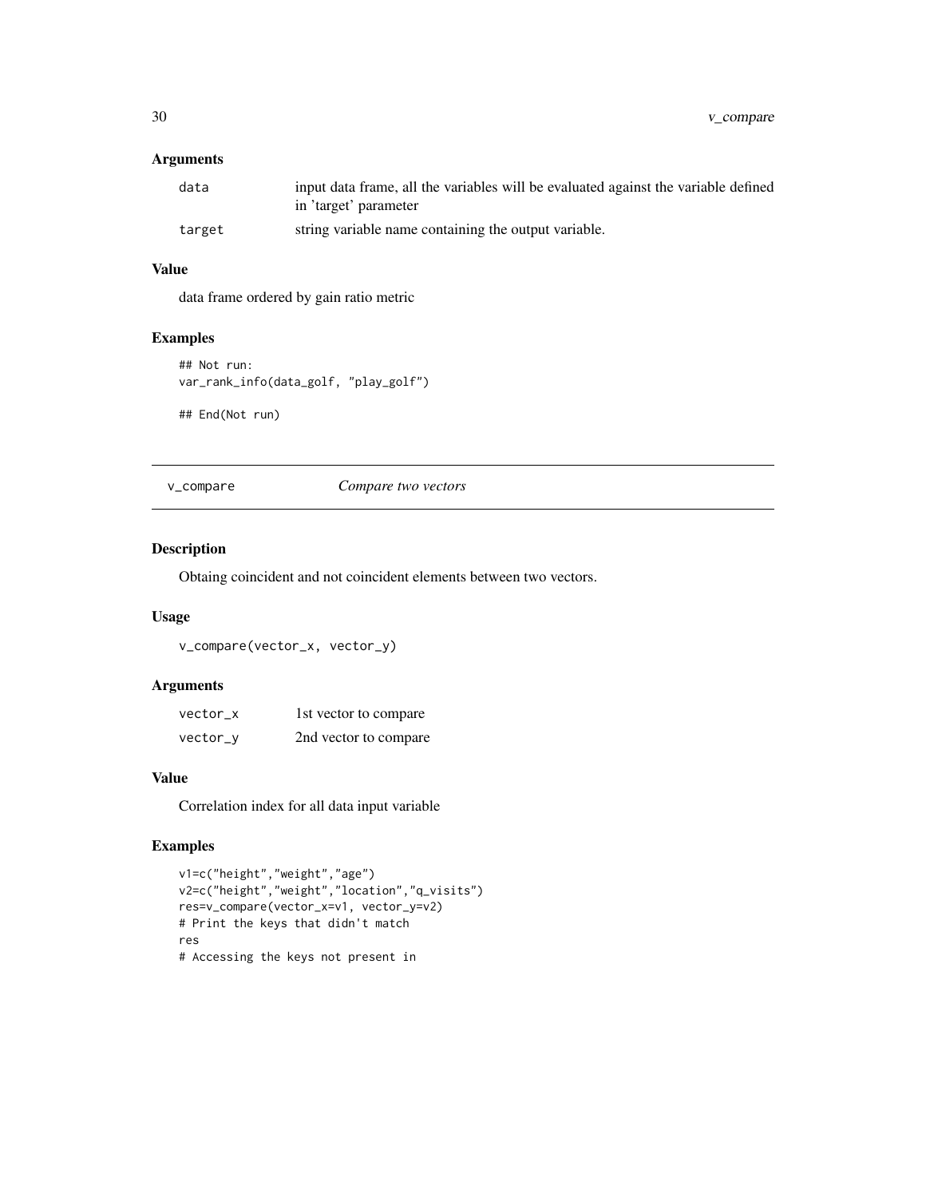### Arguments

| | |
|---|---|
| data | input data frame, all the variables will be evaluated against the variable defined in 'target' parameter |
| target | string variable name containing the output variable. |

### Value

data frame ordered by gain ratio metric

### Examples

```
## Not run:
var_rank_info(data_golf, "play_golf")

## End(Not run)
```

## v_compare — *Compare two vectors*

### Description

Obtaing coincident and not coincident elements between two vectors.

### Usage

```
v_compare(vector_x, vector_y)
```

### Arguments

| | |
|---|---|
| vector_x | 1st vector to compare |
| vector_y | 2nd vector to compare |

### Value

Correlation index for all data input variable

### Examples

```
v1=c("height","weight","age")
v2=c("height","weight","location","q_visits")
res=v_compare(vector_x=v1, vector_y=v2)
# Print the keys that didn't match
res
# Accessing the keys not present in
```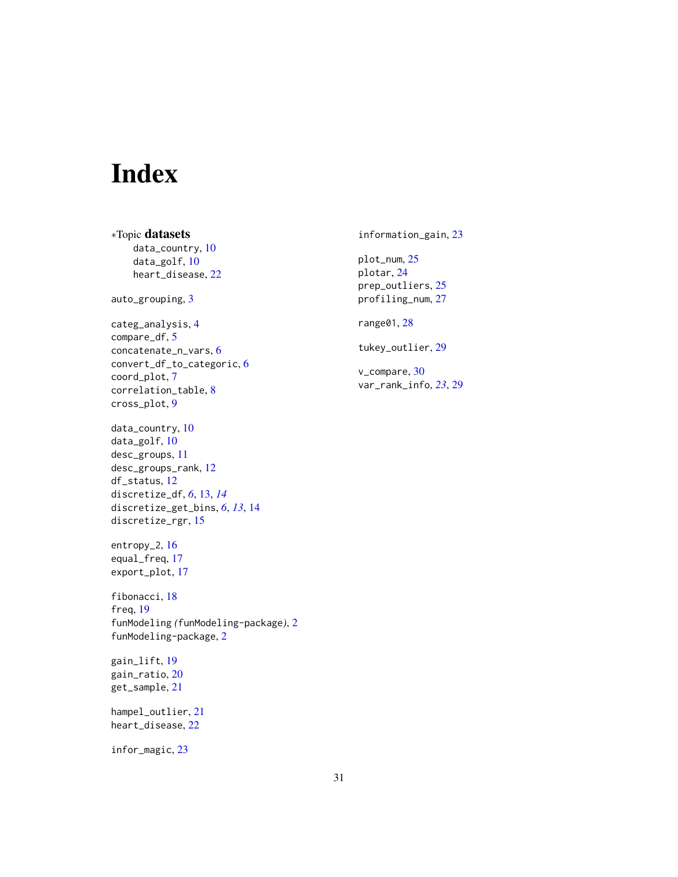# Index

∗Topic **datasets**

data_country, 10
data_golf, 10
heart_disease, 22

auto_grouping, 3

categ_analysis, 4
compare_df, 5
concatenate_n_vars, 6
convert_df_to_categoric, 6
coord_plot, 7
correlation_table, 8
cross_plot, 9

data_country, 10
data_golf, 10
desc_groups, 11
desc_groups_rank, 12
df_status, 12
discretize_df, *6*, 13, *14*
discretize_get_bins, *6*, *13*, 14
discretize_rgr, 15

entropy_2, 16
equal_freq, 17
export_plot, 17

fibonacci, 18
freq, 19
funModeling *(*funModeling-package*)*, 2
funModeling-package, 2

gain_lift, 19
gain_ratio, 20
get_sample, 21

hampel_outlier, 21
heart_disease, 22

infor_magic, 23
information_gain, 23

plot_num, 25
plotar, 24
prep_outliers, 25
profiling_num, 27

range01, 28

tukey_outlier, 29

v_compare, 30
var_rank_info, *23*, 29